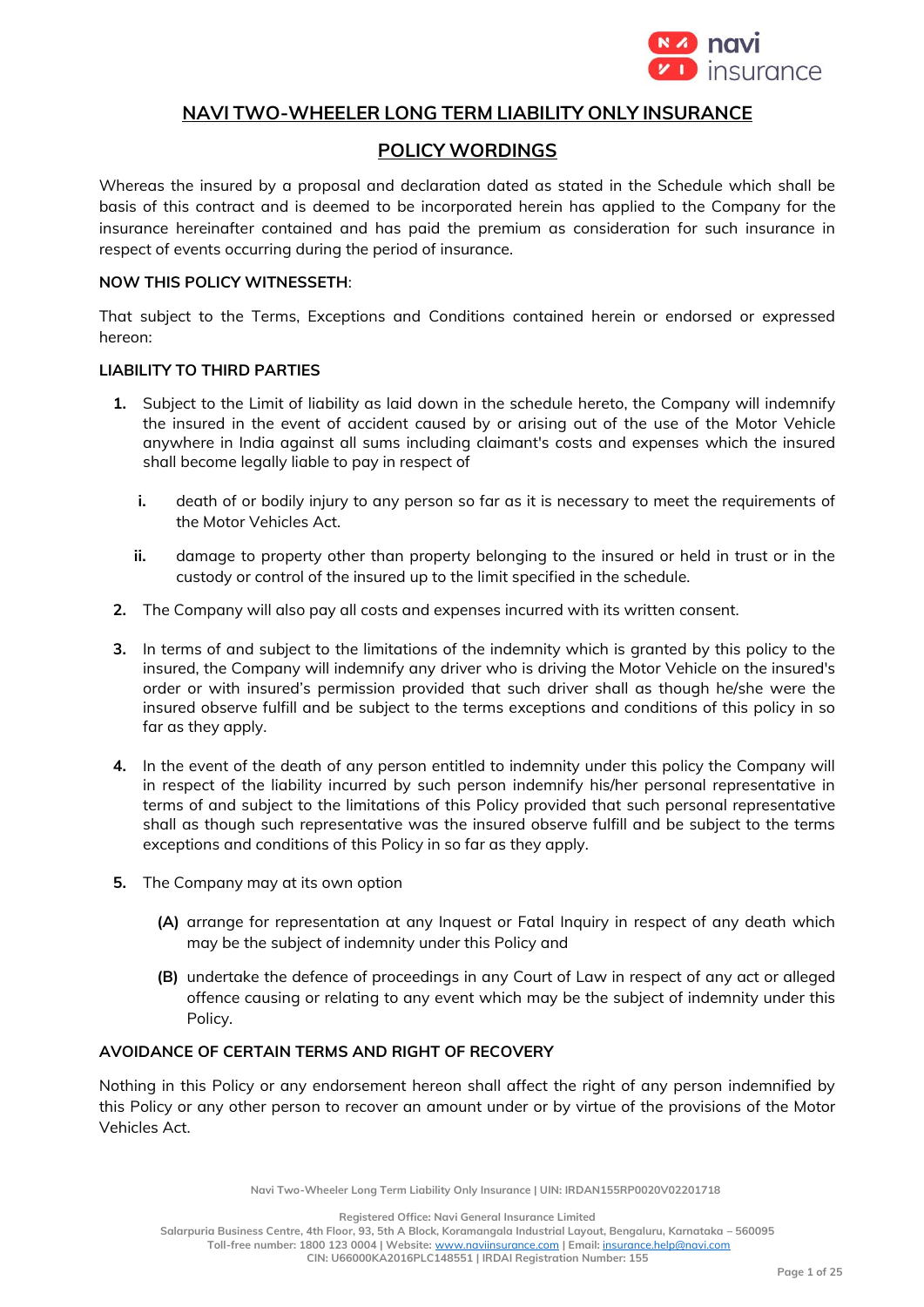# NAVI TWO-WHEELER LONG TERM LIABILITY ONLY INSURANCE

## POLICY WORDINGS

Whereas the insured by a proposal and declaration dated as stated in the Schedule which shall be basis of this contract and is deemed to be incorporated herein has applied to the Company for the insurance hereinafter contained and has paid the premium as consideration for such insurance in respect of events occurring during the period of insurance.

**NOW THIS POLICY WITNESSETH**:

That subject to the Terms, Exceptions and Conditions contained herein or endorsed or expressed hereon:

**LIABILITY TO THIRD PARTIES**

1. Subject to the Limit of liability as laid down in the schedule hereto, the Company will indemnify the insured in the event of accident caused by or arising out of the use of the Motor Vehicle anywhere in India against all sums including claimant's costs and expenses which the insured shall become legally liable to pay in respect of

   i. death of or bodily injury to any person so far as it is necessary to meet the requirements of the Motor Vehicles Act.

   ii. damage to property other than property belonging to the insured or held in trust or in the custody or control of the insured up to the limit specified in the schedule.

2. The Company will also pay all costs and expenses incurred with its written consent.

3. In terms of and subject to the limitations of the indemnity which is granted by this policy to the insured, the Company will indemnify any driver who is driving the Motor Vehicle on the insured's order or with insured's permission provided that such driver shall as though he/she were the insured observe fulfill and be subject to the terms exceptions and conditions of this policy in so far as they apply.

4. In the event of the death of any person entitled to indemnity under this policy the Company will in respect of the liability incurred by such person indemnify his/her personal representative in terms of and subject to the limitations of this Policy provided that such personal representative shall as though such representative was the insured observe fulfill and be subject to the terms exceptions and conditions of this Policy in so far as they apply.

5. The Company may at its own option

   **(A)** arrange for representation at any Inquest or Fatal Inquiry in respect of any death which may be the subject of indemnity under this Policy and

   **(B)** undertake the defence of proceedings in any Court of Law in respect of any act or alleged offence causing or relating to any event which may be the subject of indemnity under this Policy.

**AVOIDANCE OF CERTAIN TERMS AND RIGHT OF RECOVERY**

Nothing in this Policy or any endorsement hereon shall affect the right of any person indemnified by this Policy or any other person to recover an amount under or by virtue of the provisions of the Motor Vehicles Act.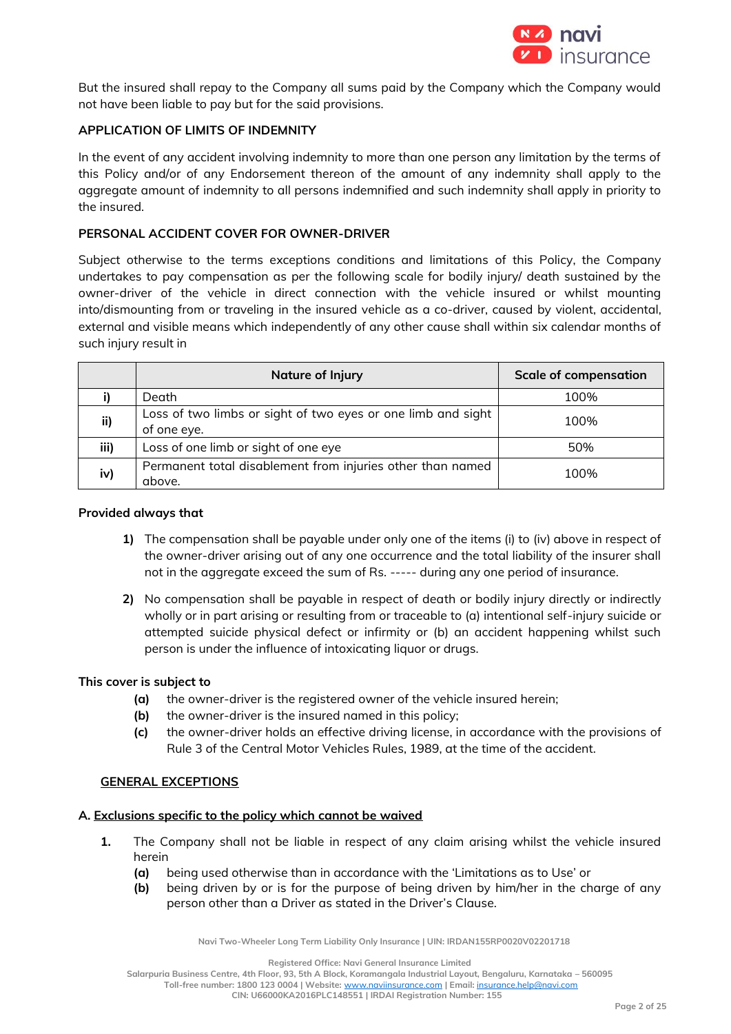But the insured shall repay to the Company all sums paid by the Company which the Company would not have been liable to pay but for the said provisions.

**APPLICATION OF LIMITS OF INDEMNITY**

In the event of any accident involving indemnity to more than one person any limitation by the terms of this Policy and/or of any Endorsement thereon of the amount of any indemnity shall apply to the aggregate amount of indemnity to all persons indemnified and such indemnity shall apply in priority to the insured.

**PERSONAL ACCIDENT COVER FOR OWNER-DRIVER**

Subject otherwise to the terms exceptions conditions and limitations of this Policy, the Company undertakes to pay compensation as per the following scale for bodily injury/ death sustained by the owner-driver of the vehicle in direct connection with the vehicle insured or whilst mounting into/dismounting from or traveling in the insured vehicle as a co-driver, caused by violent, accidental, external and visible means which independently of any other cause shall within six calendar months of such injury result in

| | Nature of Injury | Scale of compensation |
|---|---|---|
| i) | Death | 100% |
| ii) | Loss of two limbs or sight of two eyes or one limb and sight of one eye. | 100% |
| iii) | Loss of one limb or sight of one eye | 50% |
| iv) | Permanent total disablement from injuries other than named above. | 100% |

**Provided always that**

1) The compensation shall be payable under only one of the items (i) to (iv) above in respect of the owner-driver arising out of any one occurrence and the total liability of the insurer shall not in the aggregate exceed the sum of Rs. ----- during any one period of insurance.

2) No compensation shall be payable in respect of death or bodily injury directly or indirectly wholly or in part arising or resulting from or traceable to (a) intentional self-injury suicide or attempted suicide physical defect or infirmity or (b) an accident happening whilst such person is under the influence of intoxicating liquor or drugs.

**This cover is subject to**

**(a)** the owner-driver is the registered owner of the vehicle insured herein;

**(b)** the owner-driver is the insured named in this policy;

**(c)** the owner-driver holds an effective driving license, in accordance with the provisions of Rule 3 of the Central Motor Vehicles Rules, 1989, at the time of the accident.

## GENERAL EXCEPTIONS

**A. Exclusions specific to the policy which cannot be waived**

**1.** The Company shall not be liable in respect of any claim arising whilst the vehicle insured herein

**(a)** being used otherwise than in accordance with the 'Limitations as to Use' or

**(b)** being driven by or is for the purpose of being driven by him/her in the charge of any person other than a Driver as stated in the Driver's Clause.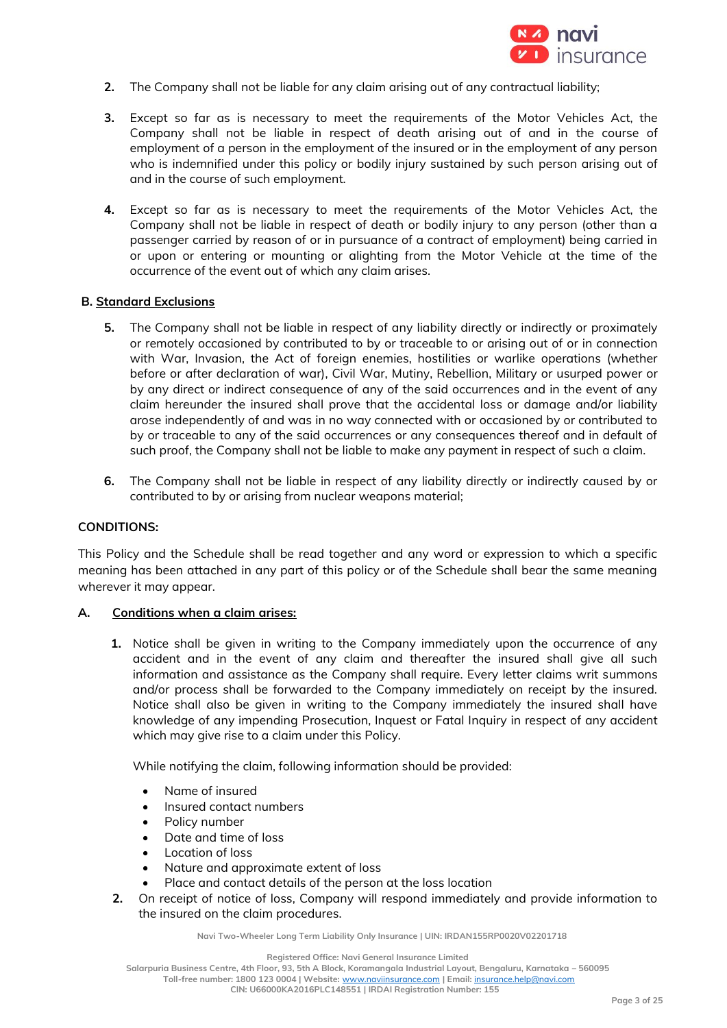2. The Company shall not be liable for any claim arising out of any contractual liability;

3. Except so far as is necessary to meet the requirements of the Motor Vehicles Act, the Company shall not be liable in respect of death arising out of and in the course of employment of a person in the employment of the insured or in the employment of any person who is indemnified under this policy or bodily injury sustained by such person arising out of and in the course of such employment.

4. Except so far as is necessary to meet the requirements of the Motor Vehicles Act, the Company shall not be liable in respect of death or bodily injury to any person (other than a passenger carried by reason of or in pursuance of a contract of employment) being carried in or upon or entering or mounting or alighting from the Motor Vehicle at the time of the occurrence of the event out of which any claim arises.

**B. <u>Standard Exclusions</u>**

5. The Company shall not be liable in respect of any liability directly or indirectly or proximately or remotely occasioned by contributed to by or traceable to or arising out of or in connection with War, Invasion, the Act of foreign enemies, hostilities or warlike operations (whether before or after declaration of war), Civil War, Mutiny, Rebellion, Military or usurped power or by any direct or indirect consequence of any of the said occurrences and in the event of any claim hereunder the insured shall prove that the accidental loss or damage and/or liability arose independently of and was in no way connected with or occasioned by or contributed to by or traceable to any of the said occurrences or any consequences thereof and in default of such proof, the Company shall not be liable to make any payment in respect of such a claim.

6. The Company shall not be liable in respect of any liability directly or indirectly caused by or contributed to by or arising from nuclear weapons material;

**CONDITIONS:**

This Policy and the Schedule shall be read together and any word or expression to which a specific meaning has been attached in any part of this policy or of the Schedule shall bear the same meaning wherever it may appear.

**A. <u>Conditions when a claim arises:</u>**

1. Notice shall be given in writing to the Company immediately upon the occurrence of any accident and in the event of any claim and thereafter the insured shall give all such information and assistance as the Company shall require. Every letter claims writ summons and/or process shall be forwarded to the Company immediately on receipt by the insured. Notice shall also be given in writing to the Company immediately the insured shall have knowledge of any impending Prosecution, Inquest or Fatal Inquiry in respect of any accident which may give rise to a claim under this Policy.

   While notifying the claim, following information should be provided:

   - Name of insured
   - Insured contact numbers
   - Policy number
   - Date and time of loss
   - Location of loss
   - Nature and approximate extent of loss
   - Place and contact details of the person at the loss location

2. On receipt of notice of loss, Company will respond immediately and provide information to the insured on the claim procedures.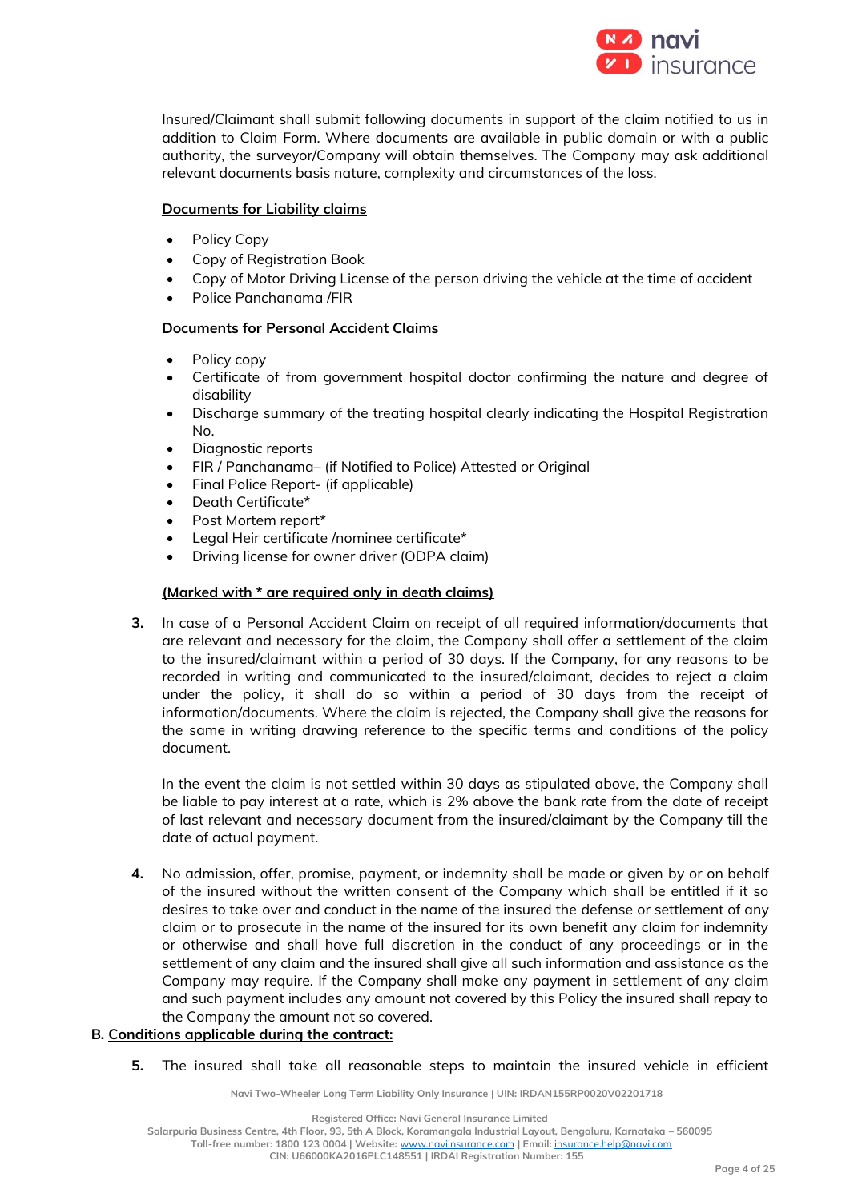Insured/Claimant shall submit following documents in support of the claim notified to us in addition to Claim Form. Where documents are available in public domain or with a public authority, the surveyor/Company will obtain themselves. The Company may ask additional relevant documents basis nature, complexity and circumstances of the loss.

**Documents for Liability claims**

- Policy Copy
- Copy of Registration Book
- Copy of Motor Driving License of the person driving the vehicle at the time of accident
- Police Panchanama /FIR

**Documents for Personal Accident Claims**

- Policy copy
- Certificate of from government hospital doctor confirming the nature and degree of disability
- Discharge summary of the treating hospital clearly indicating the Hospital Registration No.
- Diagnostic reports
- FIR / Panchanama– (if Notified to Police) Attested or Original
- Final Police Report- (if applicable)
- Death Certificate*
- Post Mortem report*
- Legal Heir certificate /nominee certificate*
- Driving license for owner driver (ODPA claim)

**(Marked with * are required only in death claims)**

3. In case of a Personal Accident Claim on receipt of all required information/documents that are relevant and necessary for the claim, the Company shall offer a settlement of the claim to the insured/claimant within a period of 30 days. If the Company, for any reasons to be recorded in writing and communicated to the insured/claimant, decides to reject a claim under the policy, it shall do so within a period of 30 days from the receipt of information/documents. Where the claim is rejected, the Company shall give the reasons for the same in writing drawing reference to the specific terms and conditions of the policy document.

   In the event the claim is not settled within 30 days as stipulated above, the Company shall be liable to pay interest at a rate, which is 2% above the bank rate from the date of receipt of last relevant and necessary document from the insured/claimant by the Company till the date of actual payment.

4. No admission, offer, promise, payment, or indemnity shall be made or given by or on behalf of the insured without the written consent of the Company which shall be entitled if it so desires to take over and conduct in the name of the insured the defense or settlement of any claim or to prosecute in the name of the insured for its own benefit any claim for indemnity or otherwise and shall have full discretion in the conduct of any proceedings or in the settlement of any claim and the insured shall give all such information and assistance as the Company may require. If the Company shall make any payment in settlement of any claim and such payment includes any amount not covered by this Policy the insured shall repay to the Company the amount not so covered.

**B. Conditions applicable during the contract:**

5. The insured shall take all reasonable steps to maintain the insured vehicle in efficient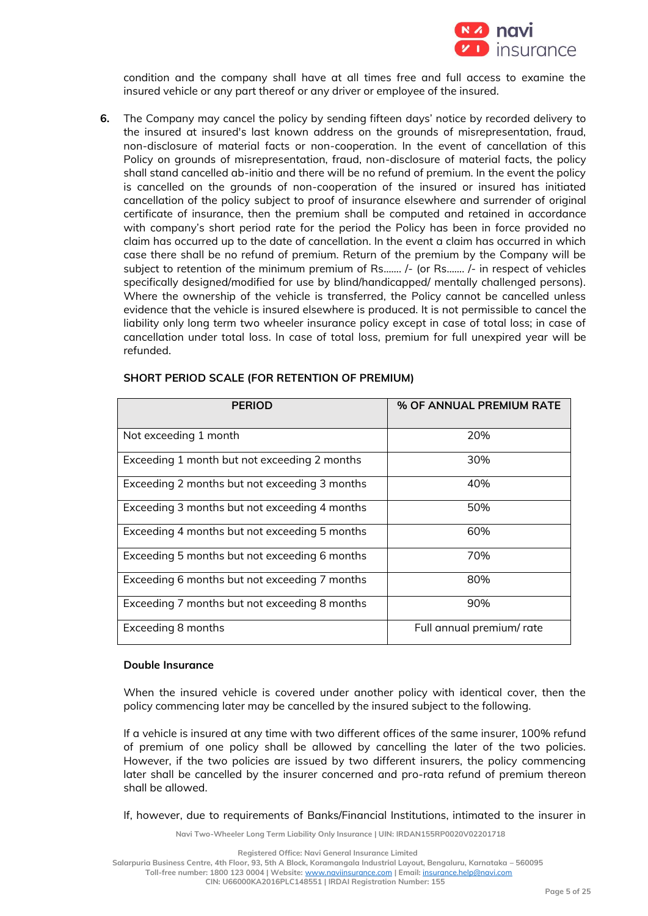condition and the company shall have at all times free and full access to examine the insured vehicle or any part thereof or any driver or employee of the insured.

**6.** The Company may cancel the policy by sending fifteen days' notice by recorded delivery to the insured at insured's last known address on the grounds of misrepresentation, fraud, non-disclosure of material facts or non-cooperation. In the event of cancellation of this Policy on grounds of misrepresentation, fraud, non-disclosure of material facts, the policy shall stand cancelled ab-initio and there will be no refund of premium. In the event the policy is cancelled on the grounds of non-cooperation of the insured or insured has initiated cancellation of the policy subject to proof of insurance elsewhere and surrender of original certificate of insurance, then the premium shall be computed and retained in accordance with company's short period rate for the period the Policy has been in force provided no claim has occurred up to the date of cancellation. In the event a claim has occurred in which case there shall be no refund of premium. Return of the premium by the Company will be subject to retention of the minimum premium of Rs....... /- (or Rs....... /- in respect of vehicles specifically designed/modified for use by blind/handicapped/ mentally challenged persons). Where the ownership of the vehicle is transferred, the Policy cannot be cancelled unless evidence that the vehicle is insured elsewhere is produced. It is not permissible to cancel the liability only long term two wheeler insurance policy except in case of total loss; in case of cancellation under total loss. In case of total loss, premium for full unexpired year will be refunded.

**SHORT PERIOD SCALE (FOR RETENTION OF PREMIUM)**

| PERIOD | % OF ANNUAL PREMIUM RATE |
|---|---|
| Not exceeding 1 month | 20% |
| Exceeding 1 month but not exceeding 2 months | 30% |
| Exceeding 2 months but not exceeding 3 months | 40% |
| Exceeding 3 months but not exceeding 4 months | 50% |
| Exceeding 4 months but not exceeding 5 months | 60% |
| Exceeding 5 months but not exceeding 6 months | 70% |
| Exceeding 6 months but not exceeding 7 months | 80% |
| Exceeding 7 months but not exceeding 8 months | 90% |
| Exceeding 8 months | Full annual premium/ rate |

**Double Insurance**

When the insured vehicle is covered under another policy with identical cover, then the policy commencing later may be cancelled by the insured subject to the following.

If a vehicle is insured at any time with two different offices of the same insurer, 100% refund of premium of one policy shall be allowed by cancelling the later of the two policies. However, if the two policies are issued by two different insurers, the policy commencing later shall be cancelled by the insurer concerned and pro-rata refund of premium thereon shall be allowed.

If, however, due to requirements of Banks/Financial Institutions, intimated to the insurer in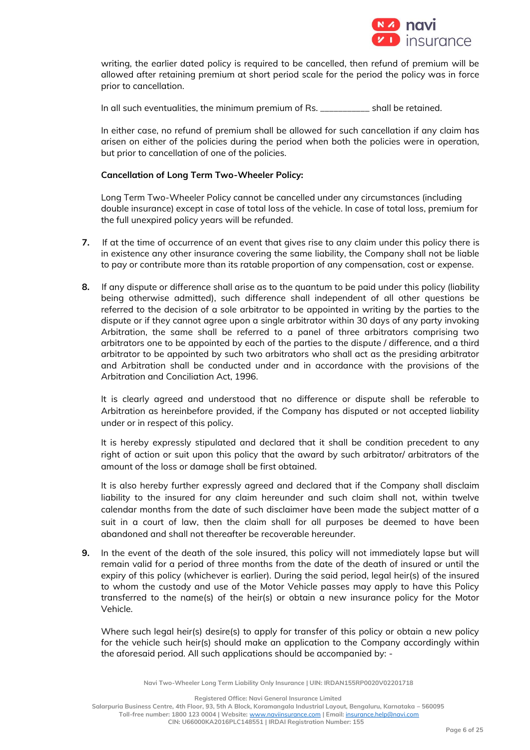writing, the earlier dated policy is required to be cancelled, then refund of premium will be allowed after retaining premium at short period scale for the period the policy was in force prior to cancellation.

In all such eventualities, the minimum premium of Rs. __________ shall be retained.

In either case, no refund of premium shall be allowed for such cancellation if any claim has arisen on either of the policies during the period when both the policies were in operation, but prior to cancellation of one of the policies.

**Cancellation of Long Term Two-Wheeler Policy:**

Long Term Two-Wheeler Policy cannot be cancelled under any circumstances (including double insurance) except in case of total loss of the vehicle. In case of total loss, premium for the full unexpired policy years will be refunded.

7. If at the time of occurrence of an event that gives rise to any claim under this policy there is in existence any other insurance covering the same liability, the Company shall not be liable to pay or contribute more than its ratable proportion of any compensation, cost or expense.

8. If any dispute or difference shall arise as to the quantum to be paid under this policy (liability being otherwise admitted), such difference shall independent of all other questions be referred to the decision of a sole arbitrator to be appointed in writing by the parties to the dispute or if they cannot agree upon a single arbitrator within 30 days of any party invoking Arbitration, the same shall be referred to a panel of three arbitrators comprising two arbitrators one to be appointed by each of the parties to the dispute / difference, and a third arbitrator to be appointed by such two arbitrators who shall act as the presiding arbitrator and Arbitration shall be conducted under and in accordance with the provisions of the Arbitration and Conciliation Act, 1996.

   It is clearly agreed and understood that no difference or dispute shall be referable to Arbitration as hereinbefore provided, if the Company has disputed or not accepted liability under or in respect of this policy.

   It is hereby expressly stipulated and declared that it shall be condition precedent to any right of action or suit upon this policy that the award by such arbitrator/ arbitrators of the amount of the loss or damage shall be first obtained.

   It is also hereby further expressly agreed and declared that if the Company shall disclaim liability to the insured for any claim hereunder and such claim shall not, within twelve calendar months from the date of such disclaimer have been made the subject matter of a suit in a court of law, then the claim shall for all purposes be deemed to have been abandoned and shall not thereafter be recoverable hereunder.

9. In the event of the death of the sole insured, this policy will not immediately lapse but will remain valid for a period of three months from the date of the death of insured or until the expiry of this policy (whichever is earlier). During the said period, legal heir(s) of the insured to whom the custody and use of the Motor Vehicle passes may apply to have this Policy transferred to the name(s) of the heir(s) or obtain a new insurance policy for the Motor Vehicle.

   Where such legal heir(s) desire(s) to apply for transfer of this policy or obtain a new policy for the vehicle such heir(s) should make an application to the Company accordingly within the aforesaid period. All such applications should be accompanied by: -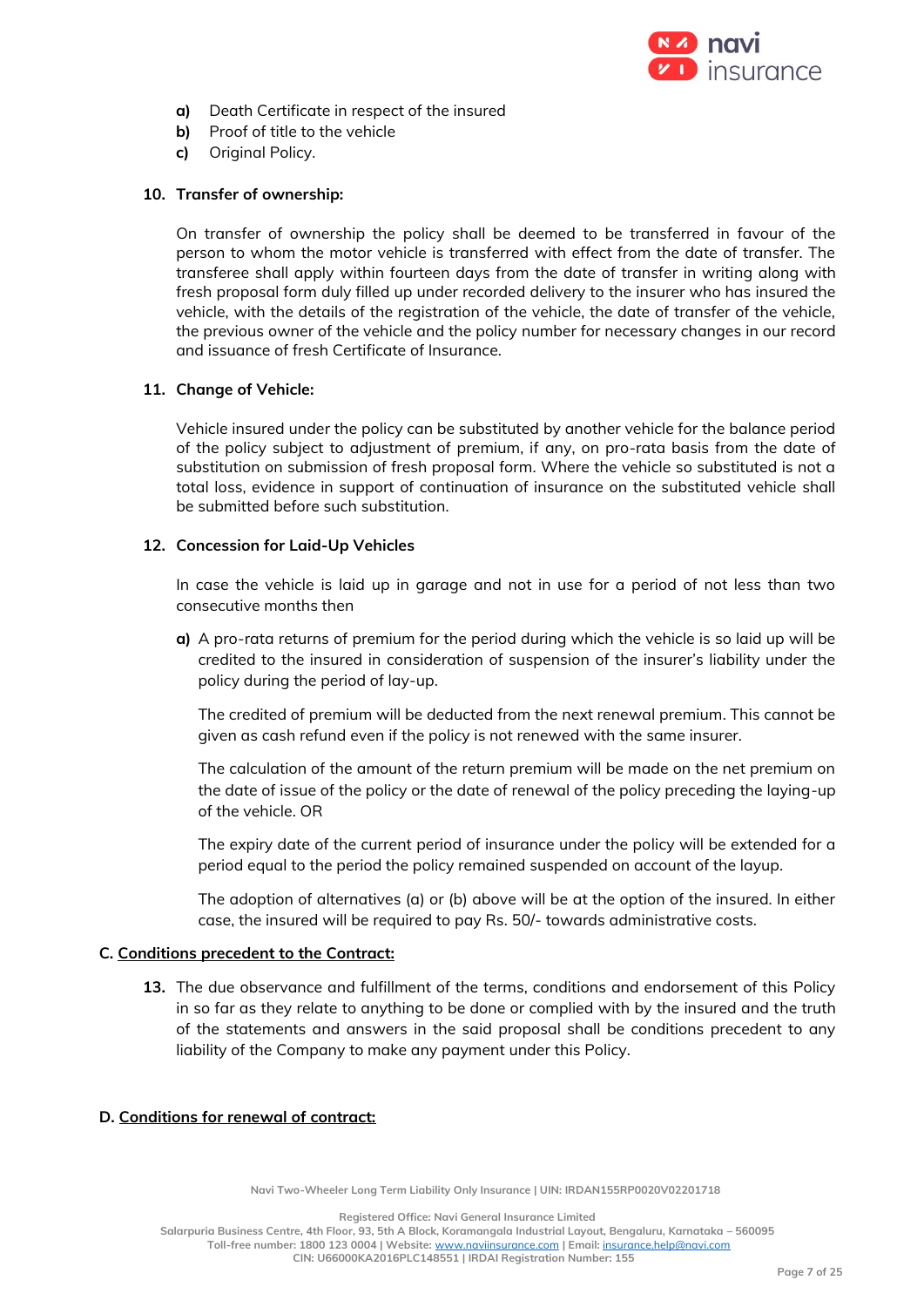a) Death Certificate in respect of the insured
b) Proof of title to the vehicle
c) Original Policy.

**10. Transfer of ownership:**

On transfer of ownership the policy shall be deemed to be transferred in favour of the person to whom the motor vehicle is transferred with effect from the date of transfer. The transferee shall apply within fourteen days from the date of transfer in writing along with fresh proposal form duly filled up under recorded delivery to the insurer who has insured the vehicle, with the details of the registration of the vehicle, the date of transfer of the vehicle, the previous owner of the vehicle and the policy number for necessary changes in our record and issuance of fresh Certificate of Insurance.

**11. Change of Vehicle:**

Vehicle insured under the policy can be substituted by another vehicle for the balance period of the policy subject to adjustment of premium, if any, on pro-rata basis from the date of substitution on submission of fresh proposal form. Where the vehicle so substituted is not a total loss, evidence in support of continuation of insurance on the substituted vehicle shall be submitted before such substitution.

**12. Concession for Laid-Up Vehicles**

In case the vehicle is laid up in garage and not in use for a period of not less than two consecutive months then

**a)** A pro-rata returns of premium for the period during which the vehicle is so laid up will be credited to the insured in consideration of suspension of the insurer's liability under the policy during the period of lay-up.

The credited of premium will be deducted from the next renewal premium. This cannot be given as cash refund even if the policy is not renewed with the same insurer.

The calculation of the amount of the return premium will be made on the net premium on the date of issue of the policy or the date of renewal of the policy preceding the laying-up of the vehicle. OR

The expiry date of the current period of insurance under the policy will be extended for a period equal to the period the policy remained suspended on account of the layup.

The adoption of alternatives (a) or (b) above will be at the option of the insured. In either case, the insured will be required to pay Rs. 50/- towards administrative costs.

**C. <u>Conditions precedent to the Contract:</u>**

**13.** The due observance and fulfillment of the terms, conditions and endorsement of this Policy in so far as they relate to anything to be done or complied with by the insured and the truth of the statements and answers in the said proposal shall be conditions precedent to any liability of the Company to make any payment under this Policy.

**D. <u>Conditions for renewal of contract:</u>**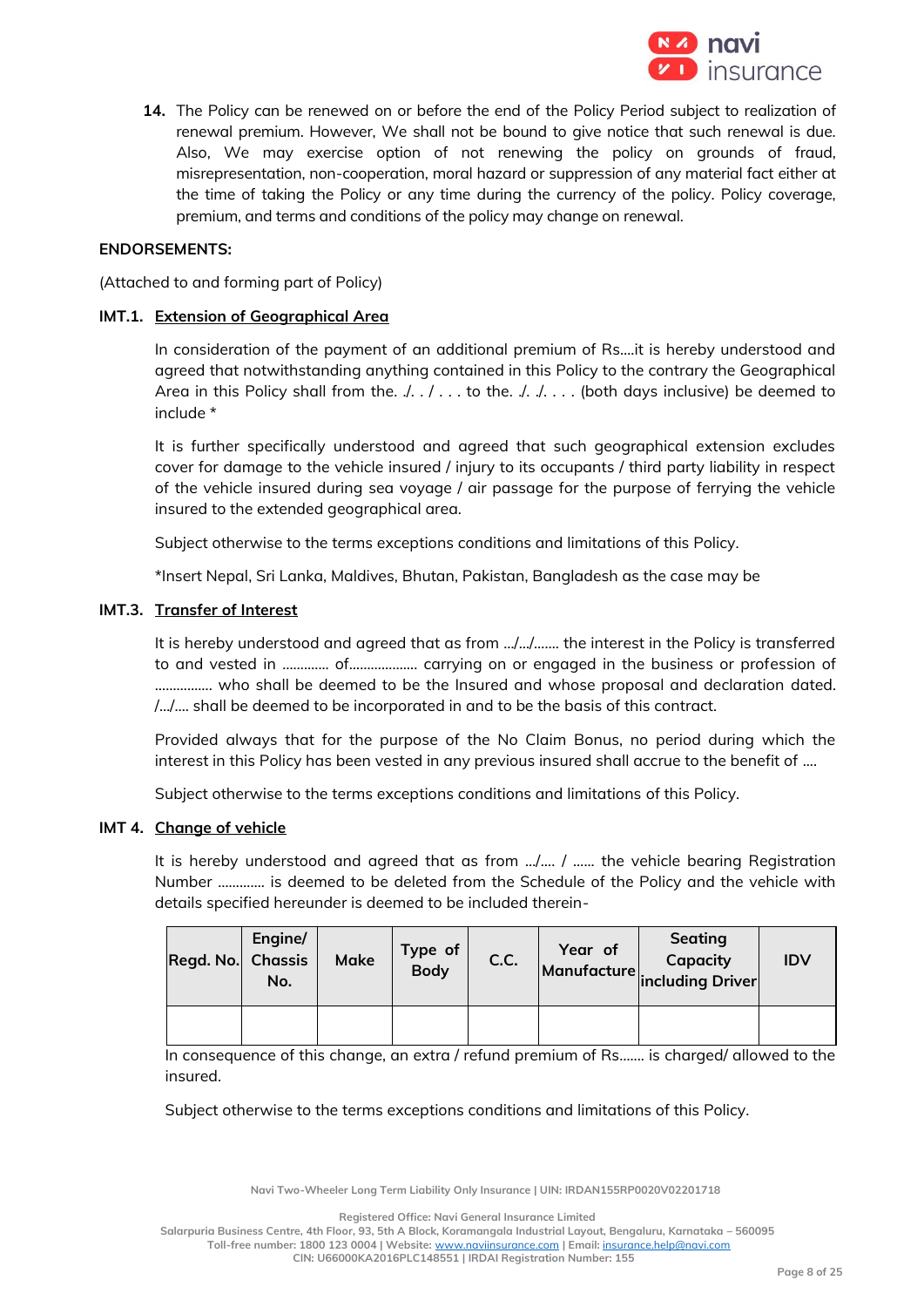14. The Policy can be renewed on or before the end of the Policy Period subject to realization of renewal premium. However, We shall not be bound to give notice that such renewal is due. Also, We may exercise option of not renewing the policy on grounds of fraud, misrepresentation, non-cooperation, moral hazard or suppression of any material fact either at the time of taking the Policy or any time during the currency of the policy. Policy coverage, premium, and terms and conditions of the policy may change on renewal.

**ENDORSEMENTS:**

(Attached to and forming part of Policy)

**IMT.1. Extension of Geographical Area**

In consideration of the payment of an additional premium of Rs....it is hereby understood and agreed that notwithstanding anything contained in this Policy to the contrary the Geographical Area in this Policy shall from the. ./. . / . . . to the. ./. ./. . . . (both days inclusive) be deemed to include *

It is further specifically understood and agreed that such geographical extension excludes cover for damage to the vehicle insured / injury to its occupants / third party liability in respect of the vehicle insured during sea voyage / air passage for the purpose of ferrying the vehicle insured to the extended geographical area.

Subject otherwise to the terms exceptions conditions and limitations of this Policy.

*Insert Nepal, Sri Lanka, Maldives, Bhutan, Pakistan, Bangladesh as the case may be

**IMT.3. Transfer of Interest**

It is hereby understood and agreed that as from .../.../....... the interest in the Policy is transferred to and vested in ............ of.................. carrying on or engaged in the business or profession of ................ who shall be deemed to be the Insured and whose proposal and declaration dated. /.../.... shall be deemed to be incorporated in and to be the basis of this contract.

Provided always that for the purpose of the No Claim Bonus, no period during which the interest in this Policy has been vested in any previous insured shall accrue to the benefit of ....

Subject otherwise to the terms exceptions conditions and limitations of this Policy.

**IMT 4. Change of vehicle**

It is hereby understood and agreed that as from .../.... / ...... the vehicle bearing Registration Number ............ is deemed to be deleted from the Schedule of the Policy and the vehicle with details specified hereunder is deemed to be included therein-

| Regd. No. | Engine/ Chassis No. | Make | Type of Body | C.C. | Year of Manufacture | Seating Capacity including Driver | IDV |
|---|---|---|---|---|---|---|---|
| | | | | | | | |

In consequence of this change, an extra / refund premium of Rs....... is charged/ allowed to the insured.

Subject otherwise to the terms exceptions conditions and limitations of this Policy.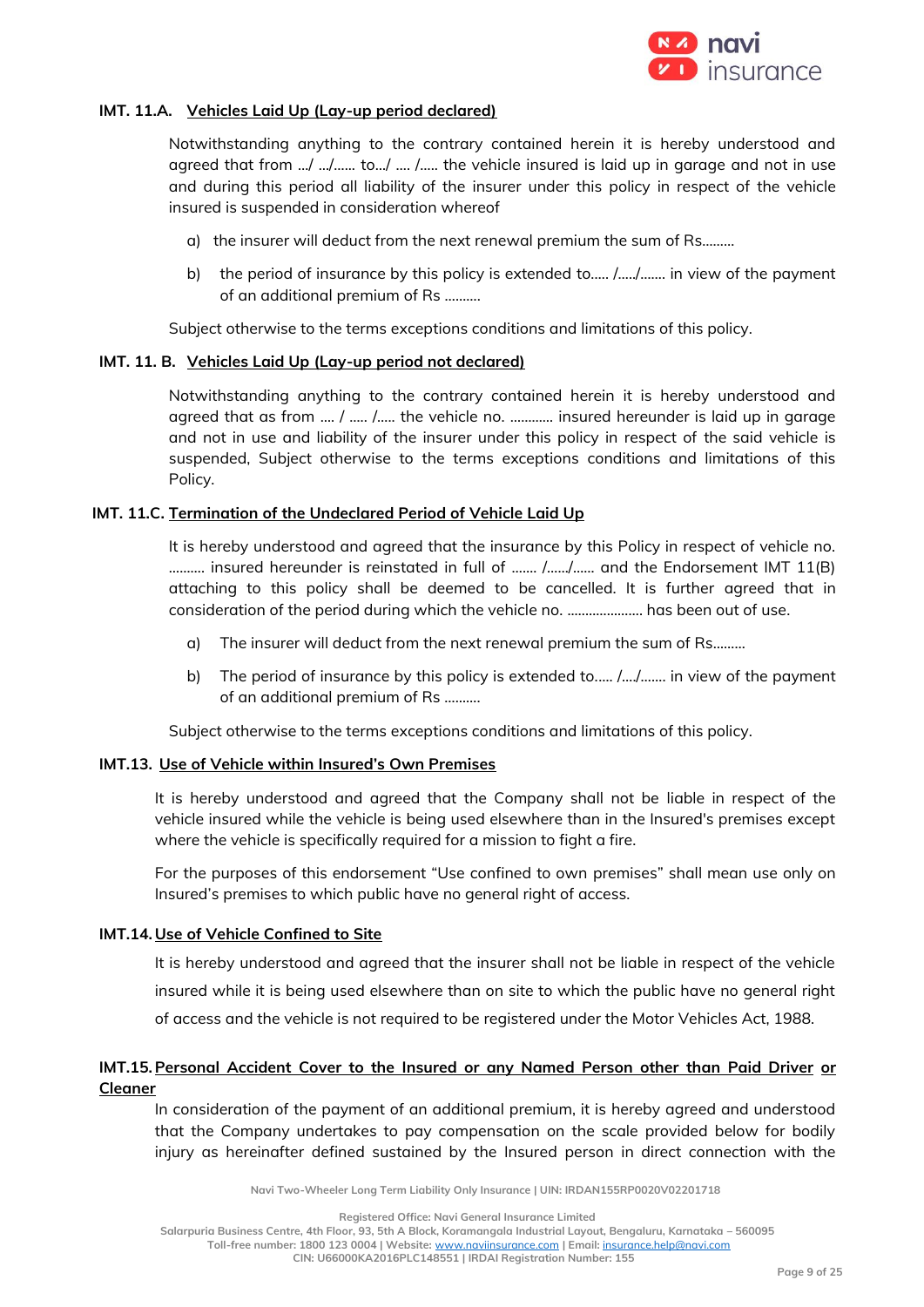### IMT. 11.A. Vehicles Laid Up (Lay-up period declared)

Notwithstanding anything to the contrary contained herein it is hereby understood and agreed that from .../ .../...... to.../ .... /..... the vehicle insured is laid up in garage and not in use and during this period all liability of the insurer under this policy in respect of the vehicle insured is suspended in consideration whereof

a) the insurer will deduct from the next renewal premium the sum of Rs.........

b) the period of insurance by this policy is extended to..... /...../....... in view of the payment of an additional premium of Rs ..........

Subject otherwise to the terms exceptions conditions and limitations of this policy.

### IMT. 11. B. Vehicles Laid Up (Lay-up period not declared)

Notwithstanding anything to the contrary contained herein it is hereby understood and agreed that as from .... / ..... /..... the vehicle no. ............ insured hereunder is laid up in garage and not in use and liability of the insurer under this policy in respect of the said vehicle is suspended, Subject otherwise to the terms exceptions conditions and limitations of this Policy.

### IMT. 11.C. Termination of the Undeclared Period of Vehicle Laid Up

It is hereby understood and agreed that the insurance by this Policy in respect of vehicle no. .......... insured hereunder is reinstated in full of ....... /....../...... and the Endorsement IMT 11(B) attaching to this policy shall be deemed to be cancelled. It is further agreed that in consideration of the period during which the vehicle no. ..................... has been out of use.

a) The insurer will deduct from the next renewal premium the sum of Rs.........

b) The period of insurance by this policy is extended to..... /..../....... in view of the payment of an additional premium of Rs ..........

Subject otherwise to the terms exceptions conditions and limitations of this policy.

### IMT.13. Use of Vehicle within Insured's Own Premises

It is hereby understood and agreed that the Company shall not be liable in respect of the vehicle insured while the vehicle is being used elsewhere than in the Insured's premises except where the vehicle is specifically required for a mission to fight a fire.

For the purposes of this endorsement "Use confined to own premises" shall mean use only on Insured's premises to which public have no general right of access.

### IMT.14. Use of Vehicle Confined to Site

It is hereby understood and agreed that the insurer shall not be liable in respect of the vehicle insured while it is being used elsewhere than on site to which the public have no general right of access and the vehicle is not required to be registered under the Motor Vehicles Act, 1988.

### IMT.15. Personal Accident Cover to the Insured or any Named Person other than Paid Driver or Cleaner

In consideration of the payment of an additional premium, it is hereby agreed and understood that the Company undertakes to pay compensation on the scale provided below for bodily injury as hereinafter defined sustained by the Insured person in direct connection with the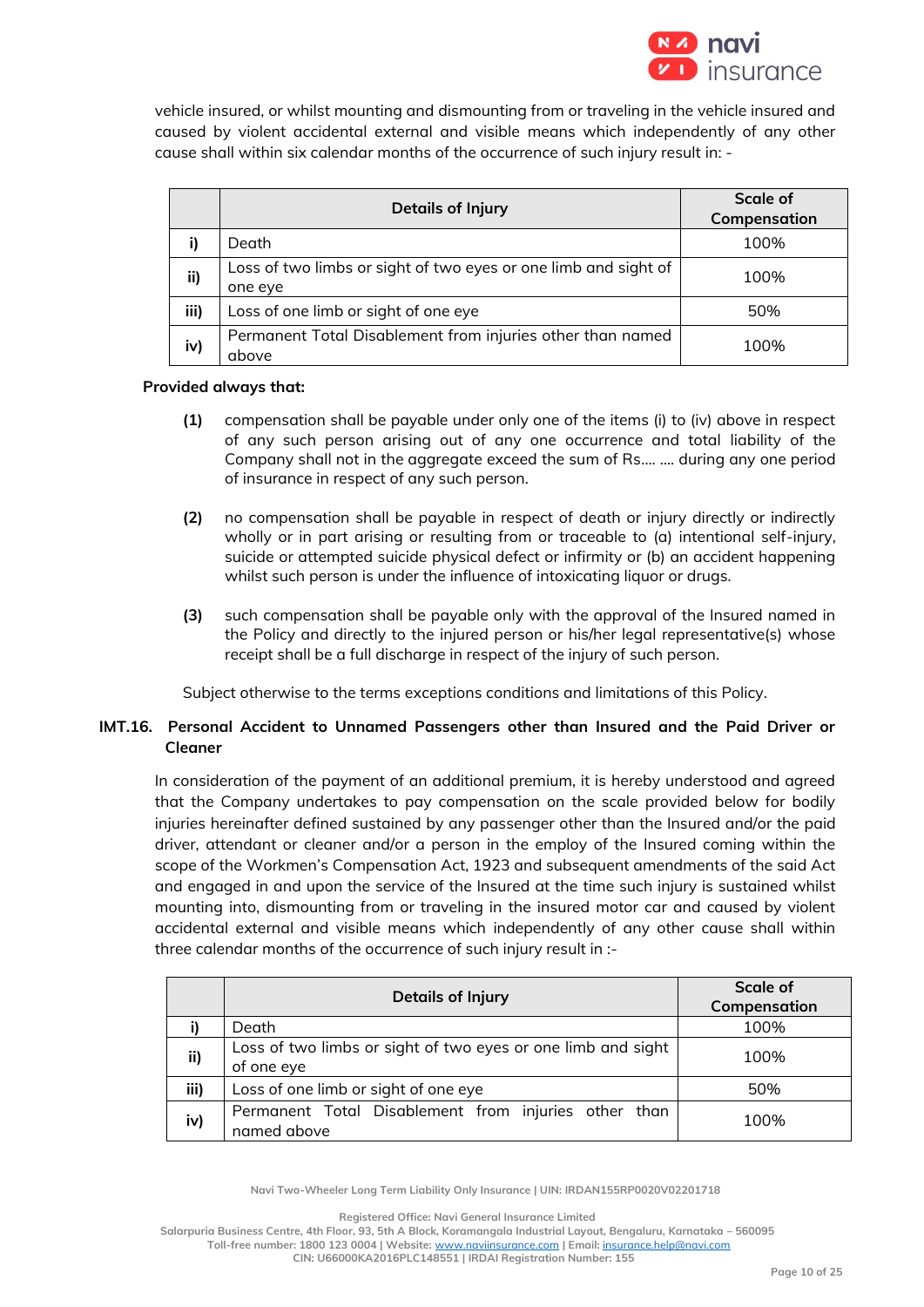vehicle insured, or whilst mounting and dismounting from or traveling in the vehicle insured and caused by violent accidental external and visible means which independently of any other cause shall within six calendar months of the occurrence of such injury result in: -

| | Details of Injury | Scale of Compensation |
|---|---|---|
| i) | Death | 100% |
| ii) | Loss of two limbs or sight of two eyes or one limb and sight of one eye | 100% |
| iii) | Loss of one limb or sight of one eye | 50% |
| iv) | Permanent Total Disablement from injuries other than named above | 100% |

**Provided always that:**

**(1)** compensation shall be payable under only one of the items (i) to (iv) above in respect of any such person arising out of any one occurrence and total liability of the Company shall not in the aggregate exceed the sum of Rs.... .... during any one period of insurance in respect of any such person.

**(2)** no compensation shall be payable in respect of death or injury directly or indirectly wholly or in part arising or resulting from or traceable to (a) intentional self-injury, suicide or attempted suicide physical defect or infirmity or (b) an accident happening whilst such person is under the influence of intoxicating liquor or drugs.

**(3)** such compensation shall be payable only with the approval of the Insured named in the Policy and directly to the injured person or his/her legal representative(s) whose receipt shall be a full discharge in respect of the injury of such person.

Subject otherwise to the terms exceptions conditions and limitations of this Policy.

### IMT.16. Personal Accident to Unnamed Passengers other than Insured and the Paid Driver or Cleaner

In consideration of the payment of an additional premium, it is hereby understood and agreed that the Company undertakes to pay compensation on the scale provided below for bodily injuries hereinafter defined sustained by any passenger other than the Insured and/or the paid driver, attendant or cleaner and/or a person in the employ of the Insured coming within the scope of the Workmen's Compensation Act, 1923 and subsequent amendments of the said Act and engaged in and upon the service of the Insured at the time such injury is sustained whilst mounting into, dismounting from or traveling in the insured motor car and caused by violent accidental external and visible means which independently of any other cause shall within three calendar months of the occurrence of such injury result in :-

| | Details of Injury | Scale of Compensation |
|---|---|---|
| i) | Death | 100% |
| ii) | Loss of two limbs or sight of two eyes or one limb and sight of one eye | 100% |
| iii) | Loss of one limb or sight of one eye | 50% |
| iv) | Permanent Total Disablement from injuries other than named above | 100% |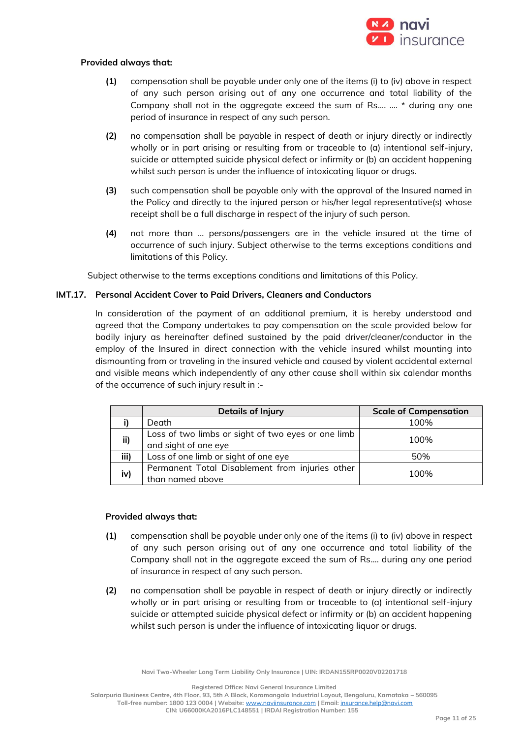**Provided always that:**

**(1)** compensation shall be payable under only one of the items (i) to (iv) above in respect of any such person arising out of any one occurrence and total liability of the Company shall not in the aggregate exceed the sum of Rs.... .... * during any one period of insurance in respect of any such person.

**(2)** no compensation shall be payable in respect of death or injury directly or indirectly wholly or in part arising or resulting from or traceable to (a) intentional self-injury, suicide or attempted suicide physical defect or infirmity or (b) an accident happening whilst such person is under the influence of intoxicating liquor or drugs.

**(3)** such compensation shall be payable only with the approval of the Insured named in the Policy and directly to the injured person or his/her legal representative(s) whose receipt shall be a full discharge in respect of the injury of such person.

**(4)** not more than ... persons/passengers are in the vehicle insured at the time of occurrence of such injury. Subject otherwise to the terms exceptions conditions and limitations of this Policy.

Subject otherwise to the terms exceptions conditions and limitations of this Policy.

### IMT.17. Personal Accident Cover to Paid Drivers, Cleaners and Conductors

In consideration of the payment of an additional premium, it is hereby understood and agreed that the Company undertakes to pay compensation on the scale provided below for bodily injury as hereinafter defined sustained by the paid driver/cleaner/conductor in the employ of the Insured in direct connection with the vehicle insured whilst mounting into dismounting from or traveling in the insured vehicle and caused by violent accidental external and visible means which independently of any other cause shall within six calendar months of the occurrence of such injury result in :-

| | Details of Injury | Scale of Compensation |
|---|---|---|
| i) | Death | 100% |
| ii) | Loss of two limbs or sight of two eyes or one limb and sight of one eye | 100% |
| iii) | Loss of one limb or sight of one eye | 50% |
| iv) | Permanent Total Disablement from injuries other than named above | 100% |

**Provided always that:**

**(1)** compensation shall be payable under only one of the items (i) to (iv) above in respect of any such person arising out of any one occurrence and total liability of the Company shall not in the aggregate exceed the sum of Rs.... during any one period of insurance in respect of any such person.

**(2)** no compensation shall be payable in respect of death or injury directly or indirectly wholly or in part arising or resulting from or traceable to (a) intentional self-injury suicide or attempted suicide physical defect or infirmity or (b) an accident happening whilst such person is under the influence of intoxicating liquor or drugs.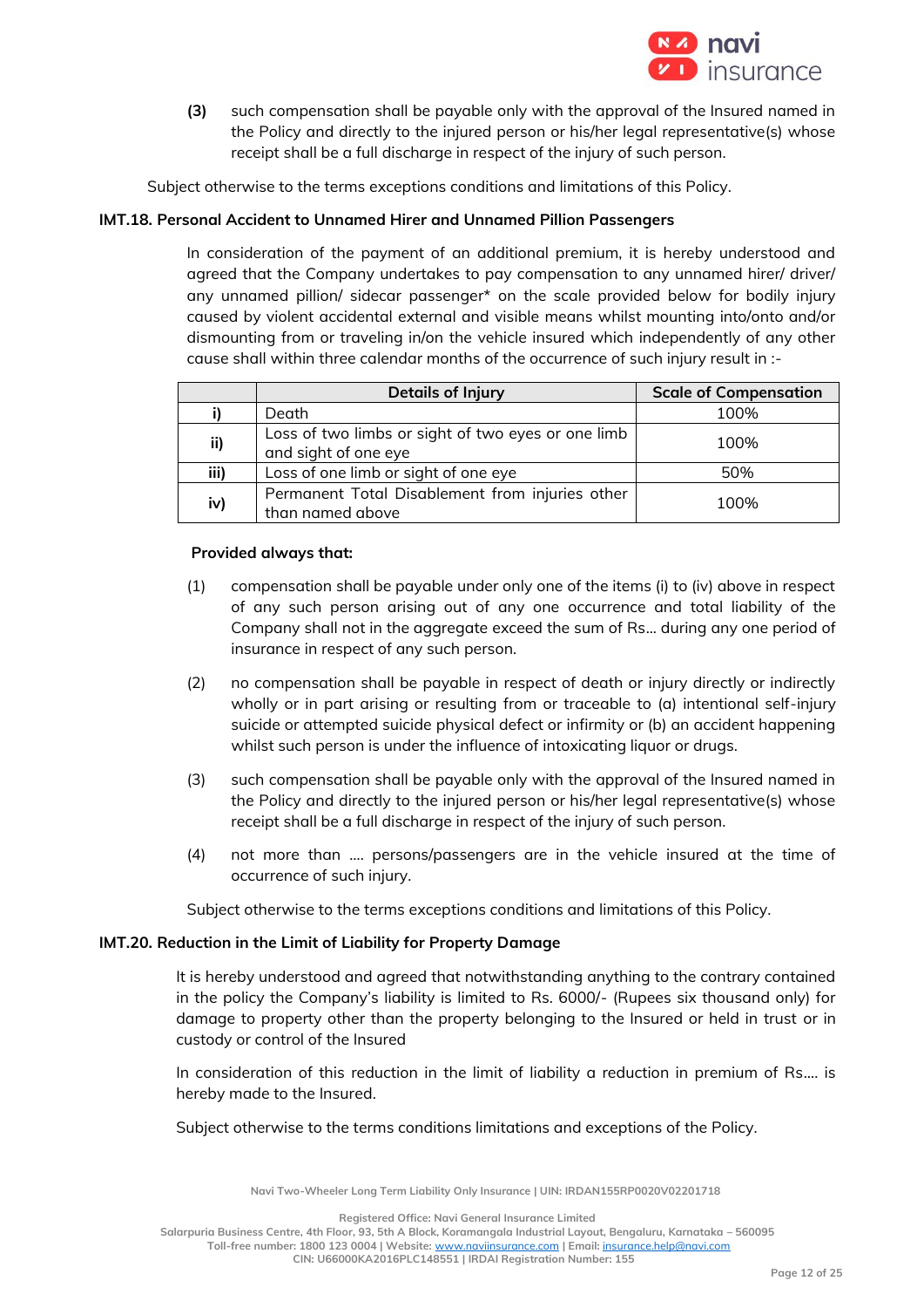**(3)** such compensation shall be payable only with the approval of the Insured named in the Policy and directly to the injured person or his/her legal representative(s) whose receipt shall be a full discharge in respect of the injury of such person.

Subject otherwise to the terms exceptions conditions and limitations of this Policy.

### IMT.18. Personal Accident to Unnamed Hirer and Unnamed Pillion Passengers

In consideration of the payment of an additional premium, it is hereby understood and agreed that the Company undertakes to pay compensation to any unnamed hirer/ driver/ any unnamed pillion/ sidecar passenger* on the scale provided below for bodily injury caused by violent accidental external and visible means whilst mounting into/onto and/or dismounting from or traveling in/on the vehicle insured which independently of any other cause shall within three calendar months of the occurrence of such injury result in :-

| | Details of Injury | Scale of Compensation |
|---|---|---|
| i) | Death | 100% |
| ii) | Loss of two limbs or sight of two eyes or one limb and sight of one eye | 100% |
| iii) | Loss of one limb or sight of one eye | 50% |
| iv) | Permanent Total Disablement from injuries other than named above | 100% |

**Provided always that:**

(1) compensation shall be payable under only one of the items (i) to (iv) above in respect of any such person arising out of any one occurrence and total liability of the Company shall not in the aggregate exceed the sum of Rs... during any one period of insurance in respect of any such person.

(2) no compensation shall be payable in respect of death or injury directly or indirectly wholly or in part arising or resulting from or traceable to (a) intentional self-injury suicide or attempted suicide physical defect or infirmity or (b) an accident happening whilst such person is under the influence of intoxicating liquor or drugs.

(3) such compensation shall be payable only with the approval of the Insured named in the Policy and directly to the injured person or his/her legal representative(s) whose receipt shall be a full discharge in respect of the injury of such person.

(4) not more than .... persons/passengers are in the vehicle insured at the time of occurrence of such injury.

Subject otherwise to the terms exceptions conditions and limitations of this Policy.

### IMT.20. Reduction in the Limit of Liability for Property Damage

It is hereby understood and agreed that notwithstanding anything to the contrary contained in the policy the Company's liability is limited to Rs. 6000/- (Rupees six thousand only) for damage to property other than the property belonging to the Insured or held in trust or in custody or control of the Insured

In consideration of this reduction in the limit of liability a reduction in premium of Rs.... is hereby made to the Insured.

Subject otherwise to the terms conditions limitations and exceptions of the Policy.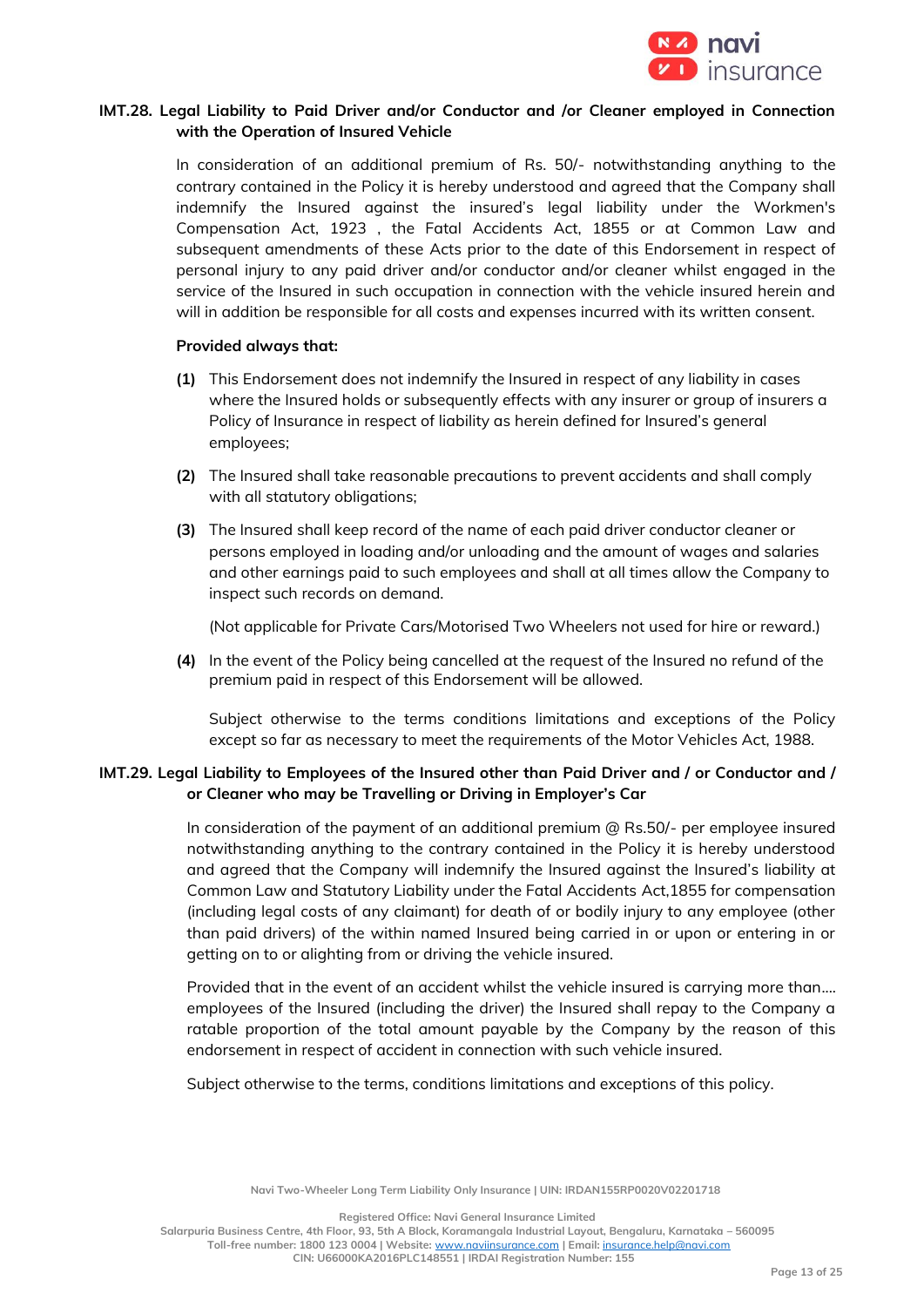### IMT.28. Legal Liability to Paid Driver and/or Conductor and /or Cleaner employed in Connection with the Operation of Insured Vehicle

In consideration of an additional premium of Rs. 50/- notwithstanding anything to the contrary contained in the Policy it is hereby understood and agreed that the Company shall indemnify the Insured against the insured's legal liability under the Workmen's Compensation Act, 1923 , the Fatal Accidents Act, 1855 or at Common Law and subsequent amendments of these Acts prior to the date of this Endorsement in respect of personal injury to any paid driver and/or conductor and/or cleaner whilst engaged in the service of the Insured in such occupation in connection with the vehicle insured herein and will in addition be responsible for all costs and expenses incurred with its written consent.

**Provided always that:**

**(1)** This Endorsement does not indemnify the Insured in respect of any liability in cases where the Insured holds or subsequently effects with any insurer or group of insurers a Policy of Insurance in respect of liability as herein defined for Insured's general employees;

**(2)** The Insured shall take reasonable precautions to prevent accidents and shall comply with all statutory obligations;

**(3)** The Insured shall keep record of the name of each paid driver conductor cleaner or persons employed in loading and/or unloading and the amount of wages and salaries and other earnings paid to such employees and shall at all times allow the Company to inspect such records on demand.

(Not applicable for Private Cars/Motorised Two Wheelers not used for hire or reward.)

**(4)** In the event of the Policy being cancelled at the request of the Insured no refund of the premium paid in respect of this Endorsement will be allowed.

Subject otherwise to the terms conditions limitations and exceptions of the Policy except so far as necessary to meet the requirements of the Motor Vehicles Act, 1988.

### IMT.29. Legal Liability to Employees of the Insured other than Paid Driver and / or Conductor and / or Cleaner who may be Travelling or Driving in Employer's Car

In consideration of the payment of an additional premium @ Rs.50/- per employee insured notwithstanding anything to the contrary contained in the Policy it is hereby understood and agreed that the Company will indemnify the Insured against the Insured's liability at Common Law and Statutory Liability under the Fatal Accidents Act,1855 for compensation (including legal costs of any claimant) for death of or bodily injury to any employee (other than paid drivers) of the within named Insured being carried in or upon or entering in or getting on to or alighting from or driving the vehicle insured.

Provided that in the event of an accident whilst the vehicle insured is carrying more than.... employees of the Insured (including the driver) the Insured shall repay to the Company a ratable proportion of the total amount payable by the Company by the reason of this endorsement in respect of accident in connection with such vehicle insured.

Subject otherwise to the terms, conditions limitations and exceptions of this policy.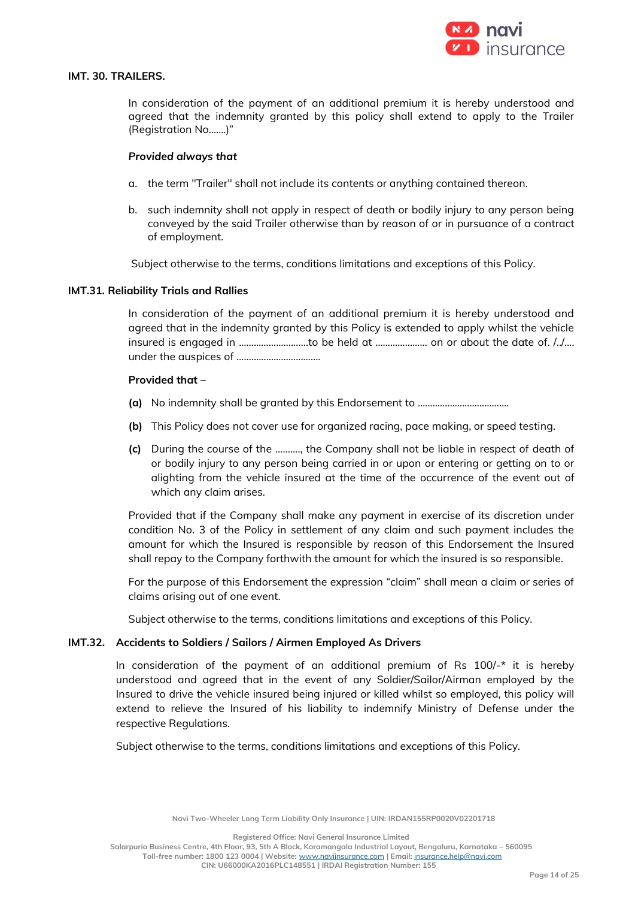### IMT. 30. TRAILERS.

In consideration of the payment of an additional premium it is hereby understood and agreed that the indemnity granted by this policy shall extend to apply to the Trailer (Registration No.......)"

***Provided always that***

a. the term "Trailer" shall not include its contents or anything contained thereon.

b. such indemnity shall not apply in respect of death or bodily injury to any person being conveyed by the said Trailer otherwise than by reason of or in pursuance of a contract of employment.

Subject otherwise to the terms, conditions limitations and exceptions of this Policy.

### IMT.31. Reliability Trials and Rallies

In consideration of the payment of an additional premium it is hereby understood and agreed that in the indemnity granted by this Policy is extended to apply whilst the vehicle insured is engaged in ............................to be held at ..................... on or about the date of. /../.... under the auspices of .................................

**Provided that –**

**(a)** No indemnity shall be granted by this Endorsement to ....................................

**(b)** This Policy does not cover use for organized racing, pace making, or speed testing.

**(c)** During the course of the .........., the Company shall not be liable in respect of death of or bodily injury to any person being carried in or upon or entering or getting on to or alighting from the vehicle insured at the time of the occurrence of the event out of which any claim arises.

Provided that if the Company shall make any payment in exercise of its discretion under condition No. 3 of the Policy in settlement of any claim and such payment includes the amount for which the Insured is responsible by reason of this Endorsement the Insured shall repay to the Company forthwith the amount for which the insured is so responsible.

For the purpose of this Endorsement the expression "claim" shall mean a claim or series of claims arising out of one event.

Subject otherwise to the terms, conditions limitations and exceptions of this Policy.

### IMT.32. Accidents to Soldiers / Sailors / Airmen Employed As Drivers

In consideration of the payment of an additional premium of Rs 100/-* it is hereby understood and agreed that in the event of any Soldier/Sailor/Airman employed by the Insured to drive the vehicle insured being injured or killed whilst so employed, this policy will extend to relieve the Insured of his liability to indemnify Ministry of Defense under the respective Regulations.

Subject otherwise to the terms, conditions limitations and exceptions of this Policy.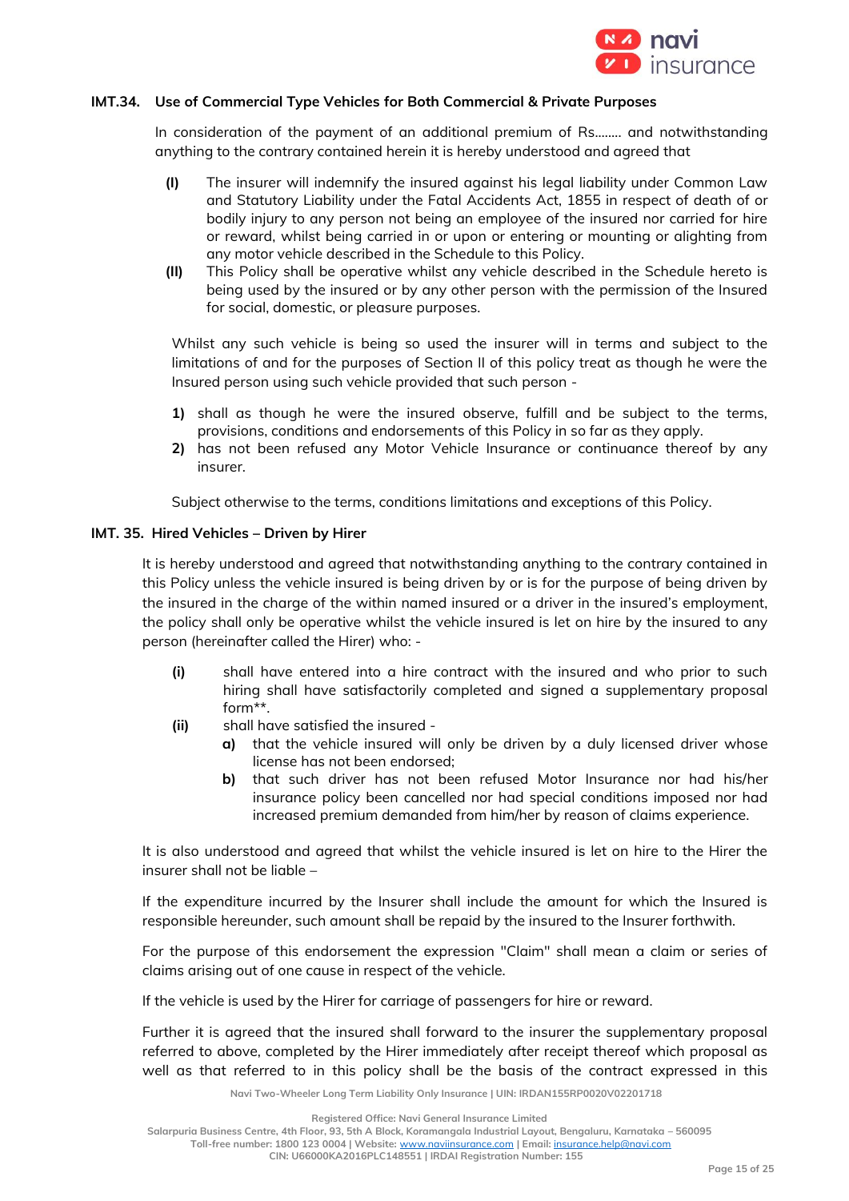### IMT.34. Use of Commercial Type Vehicles for Both Commercial & Private Purposes

In consideration of the payment of an additional premium of Rs........ and notwithstanding anything to the contrary contained herein it is hereby understood and agreed that

- **(I)** The insurer will indemnify the insured against his legal liability under Common Law and Statutory Liability under the Fatal Accidents Act, 1855 in respect of death of or bodily injury to any person not being an employee of the insured nor carried for hire or reward, whilst being carried in or upon or entering or mounting or alighting from any motor vehicle described in the Schedule to this Policy.
- **(II)** This Policy shall be operative whilst any vehicle described in the Schedule hereto is being used by the insured or by any other person with the permission of the Insured for social, domestic, or pleasure purposes.

Whilst any such vehicle is being so used the insurer will in terms and subject to the limitations of and for the purposes of Section II of this policy treat as though he were the Insured person using such vehicle provided that such person -

1) shall as though he were the insured observe, fulfill and be subject to the terms, provisions, conditions and endorsements of this Policy in so far as they apply.
2) has not been refused any Motor Vehicle Insurance or continuance thereof by any insurer.

Subject otherwise to the terms, conditions limitations and exceptions of this Policy.

### IMT. 35. Hired Vehicles – Driven by Hirer

It is hereby understood and agreed that notwithstanding anything to the contrary contained in this Policy unless the vehicle insured is being driven by or is for the purpose of being driven by the insured in the charge of the within named insured or a driver in the insured's employment, the policy shall only be operative whilst the vehicle insured is let on hire by the insured to any person (hereinafter called the Hirer) who: -

- **(i)** shall have entered into a hire contract with the insured and who prior to such hiring shall have satisfactorily completed and signed a supplementary proposal form**.
- **(ii)** shall have satisfied the insured -
  - **a)** that the vehicle insured will only be driven by a duly licensed driver whose license has not been endorsed;
  - **b)** that such driver has not been refused Motor Insurance nor had his/her insurance policy been cancelled nor had special conditions imposed nor had increased premium demanded from him/her by reason of claims experience.

It is also understood and agreed that whilst the vehicle insured is let on hire to the Hirer the insurer shall not be liable –

If the expenditure incurred by the Insurer shall include the amount for which the Insured is responsible hereunder, such amount shall be repaid by the insured to the Insurer forthwith.

For the purpose of this endorsement the expression "Claim" shall mean a claim or series of claims arising out of one cause in respect of the vehicle.

If the vehicle is used by the Hirer for carriage of passengers for hire or reward.

Further it is agreed that the insured shall forward to the insurer the supplementary proposal referred to above, completed by the Hirer immediately after receipt thereof which proposal as well as that referred to in this policy shall be the basis of the contract expressed in this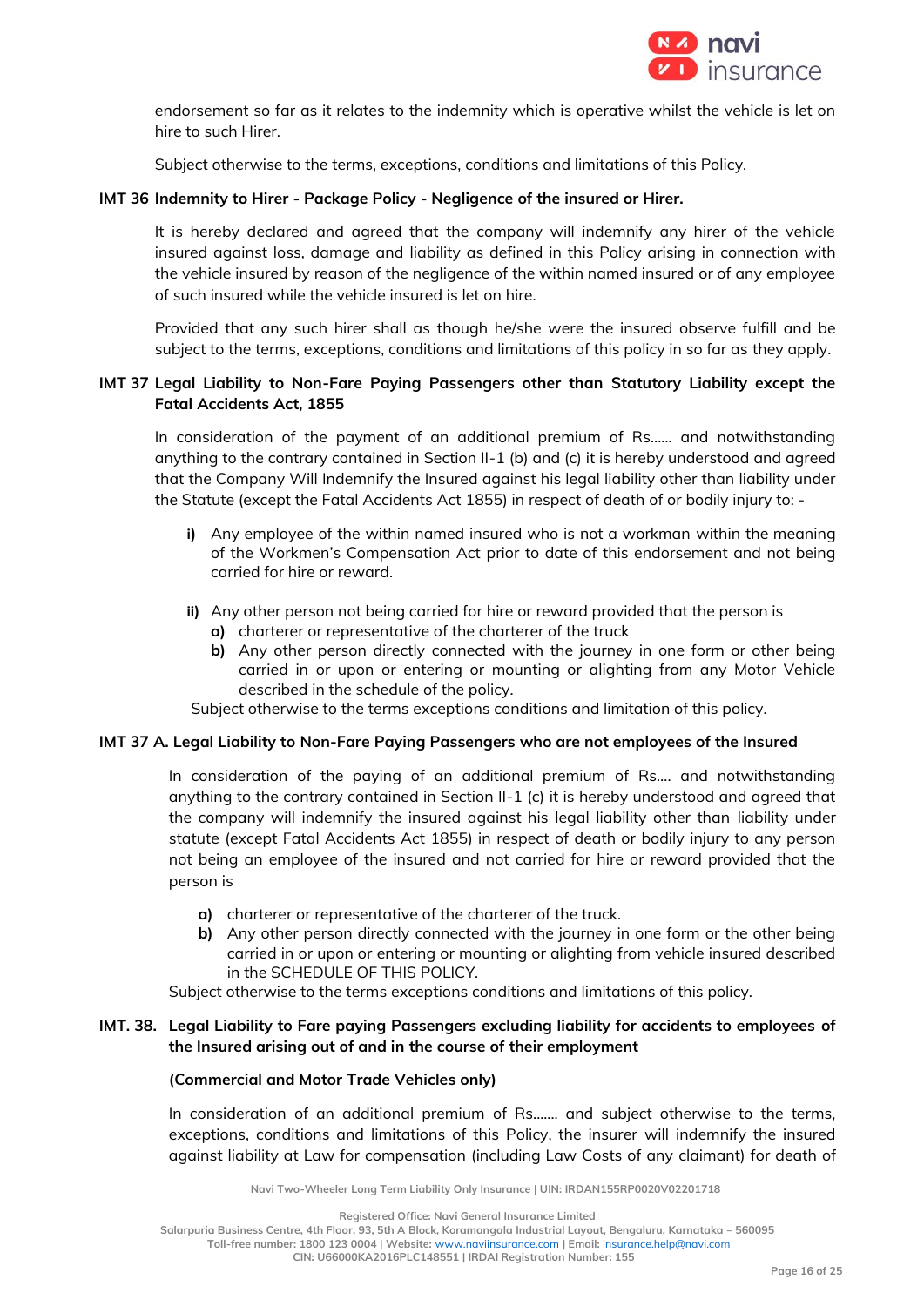endorsement so far as it relates to the indemnity which is operative whilst the vehicle is let on hire to such Hirer.

Subject otherwise to the terms, exceptions, conditions and limitations of this Policy.

**IMT 36 Indemnity to Hirer - Package Policy - Negligence of the insured or Hirer.**

It is hereby declared and agreed that the company will indemnify any hirer of the vehicle insured against loss, damage and liability as defined in this Policy arising in connection with the vehicle insured by reason of the negligence of the within named insured or of any employee of such insured while the vehicle insured is let on hire.

Provided that any such hirer shall as though he/she were the insured observe fulfill and be subject to the terms, exceptions, conditions and limitations of this policy in so far as they apply.

**IMT 37 Legal Liability to Non-Fare Paying Passengers other than Statutory Liability except the Fatal Accidents Act, 1855**

In consideration of the payment of an additional premium of Rs...... and notwithstanding anything to the contrary contained in Section II-1 (b) and (c) it is hereby understood and agreed that the Company Will Indemnify the Insured against his legal liability other than liability under the Statute (except the Fatal Accidents Act 1855) in respect of death of or bodily injury to: -

- **i)** Any employee of the within named insured who is not a workman within the meaning of the Workmen's Compensation Act prior to date of this endorsement and not being carried for hire or reward.
- **ii)** Any other person not being carried for hire or reward provided that the person is
  - **a)** charterer or representative of the charterer of the truck
  - **b)** Any other person directly connected with the journey in one form or other being carried in or upon or entering or mounting or alighting from any Motor Vehicle described in the schedule of the policy.

Subject otherwise to the terms exceptions conditions and limitation of this policy.

**IMT 37 A. Legal Liability to Non-Fare Paying Passengers who are not employees of the Insured**

In consideration of the paying of an additional premium of Rs.... and notwithstanding anything to the contrary contained in Section II-1 (c) it is hereby understood and agreed that the company will indemnify the insured against his legal liability other than liability under statute (except Fatal Accidents Act 1855) in respect of death or bodily injury to any person not being an employee of the insured and not carried for hire or reward provided that the person is

- **a)** charterer or representative of the charterer of the truck.
- **b)** Any other person directly connected with the journey in one form or the other being carried in or upon or entering or mounting or alighting from vehicle insured described in the SCHEDULE OF THIS POLICY.

Subject otherwise to the terms exceptions conditions and limitations of this policy.

**IMT. 38. Legal Liability to Fare paying Passengers excluding liability for accidents to employees of the Insured arising out of and in the course of their employment**

**(Commercial and Motor Trade Vehicles only)**

In consideration of an additional premium of Rs....... and subject otherwise to the terms, exceptions, conditions and limitations of this Policy, the insurer will indemnify the insured against liability at Law for compensation (including Law Costs of any claimant) for death of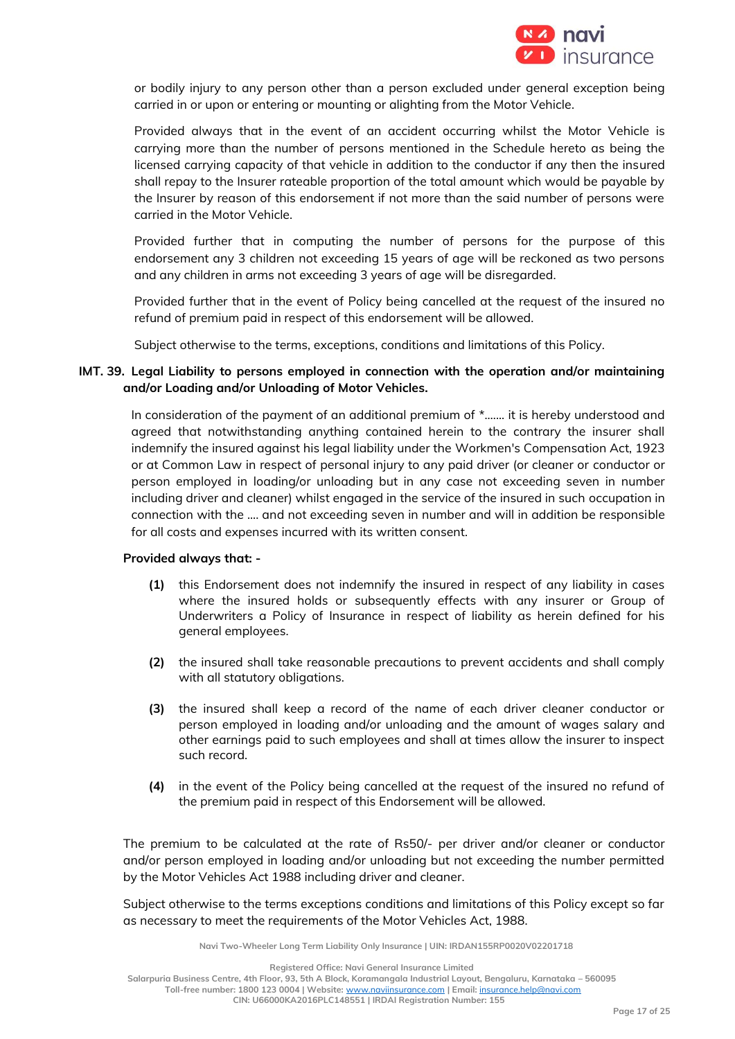or bodily injury to any person other than a person excluded under general exception being carried in or upon or entering or mounting or alighting from the Motor Vehicle.

Provided always that in the event of an accident occurring whilst the Motor Vehicle is carrying more than the number of persons mentioned in the Schedule hereto as being the licensed carrying capacity of that vehicle in addition to the conductor if any then the insured shall repay to the Insurer rateable proportion of the total amount which would be payable by the Insurer by reason of this endorsement if not more than the said number of persons were carried in the Motor Vehicle.

Provided further that in computing the number of persons for the purpose of this endorsement any 3 children not exceeding 15 years of age will be reckoned as two persons and any children in arms not exceeding 3 years of age will be disregarded.

Provided further that in the event of Policy being cancelled at the request of the insured no refund of premium paid in respect of this endorsement will be allowed.

Subject otherwise to the terms, exceptions, conditions and limitations of this Policy.

**IMT. 39. Legal Liability to persons employed in connection with the operation and/or maintaining and/or Loading and/or Unloading of Motor Vehicles.**

In consideration of the payment of an additional premium of *....... it is hereby understood and agreed that notwithstanding anything contained herein to the contrary the insurer shall indemnify the insured against his legal liability under the Workmen's Compensation Act, 1923 or at Common Law in respect of personal injury to any paid driver (or cleaner or conductor or person employed in loading/or unloading but in any case not exceeding seven in number including driver and cleaner) whilst engaged in the service of the insured in such occupation in connection with the .... and not exceeding seven in number and will in addition be responsible for all costs and expenses incurred with its written consent.

**Provided always that: -**

**(1)** this Endorsement does not indemnify the insured in respect of any liability in cases where the insured holds or subsequently effects with any insurer or Group of Underwriters a Policy of Insurance in respect of liability as herein defined for his general employees.

**(2)** the insured shall take reasonable precautions to prevent accidents and shall comply with all statutory obligations.

**(3)** the insured shall keep a record of the name of each driver cleaner conductor or person employed in loading and/or unloading and the amount of wages salary and other earnings paid to such employees and shall at times allow the insurer to inspect such record.

**(4)** in the event of the Policy being cancelled at the request of the insured no refund of the premium paid in respect of this Endorsement will be allowed.

The premium to be calculated at the rate of Rs50/- per driver and/or cleaner or conductor and/or person employed in loading and/or unloading but not exceeding the number permitted by the Motor Vehicles Act 1988 including driver and cleaner.

Subject otherwise to the terms exceptions conditions and limitations of this Policy except so far as necessary to meet the requirements of the Motor Vehicles Act, 1988.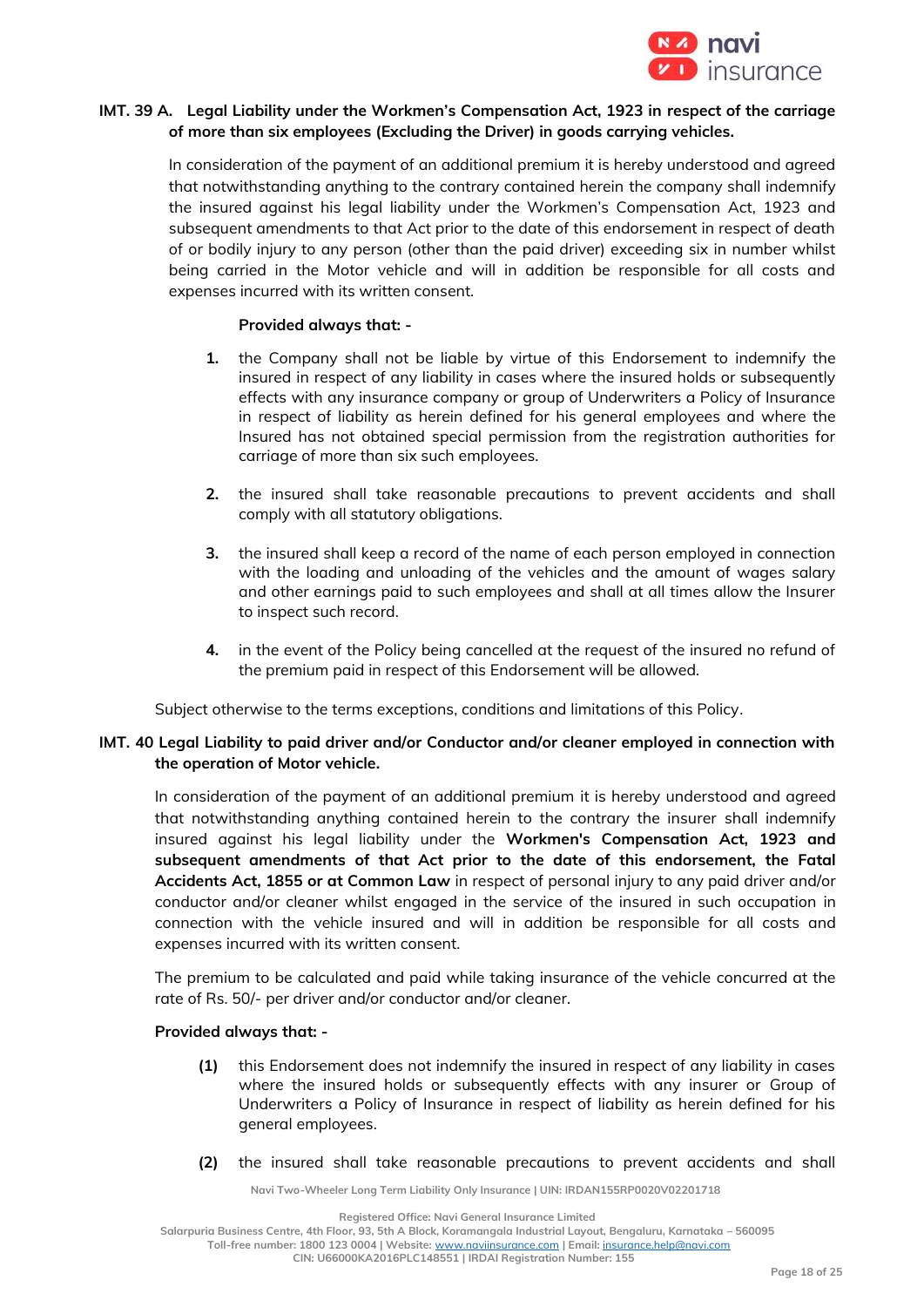**IMT. 39 A. Legal Liability under the Workmen's Compensation Act, 1923 in respect of the carriage of more than six employees (Excluding the Driver) in goods carrying vehicles.**

In consideration of the payment of an additional premium it is hereby understood and agreed that notwithstanding anything to the contrary contained herein the company shall indemnify the insured against his legal liability under the Workmen's Compensation Act, 1923 and subsequent amendments to that Act prior to the date of this endorsement in respect of death of or bodily injury to any person (other than the paid driver) exceeding six in number whilst being carried in the Motor vehicle and will in addition be responsible for all costs and expenses incurred with its written consent.

**Provided always that: -**

1. the Company shall not be liable by virtue of this Endorsement to indemnify the insured in respect of any liability in cases where the insured holds or subsequently effects with any insurance company or group of Underwriters a Policy of Insurance in respect of liability as herein defined for his general employees and where the Insured has not obtained special permission from the registration authorities for carriage of more than six such employees.
2. the insured shall take reasonable precautions to prevent accidents and shall comply with all statutory obligations.
3. the insured shall keep a record of the name of each person employed in connection with the loading and unloading of the vehicles and the amount of wages salary and other earnings paid to such employees and shall at all times allow the Insurer to inspect such record.
4. in the event of the Policy being cancelled at the request of the insured no refund of the premium paid in respect of this Endorsement will be allowed.

Subject otherwise to the terms exceptions, conditions and limitations of this Policy.

**IMT. 40 Legal Liability to paid driver and/or Conductor and/or cleaner employed in connection with the operation of Motor vehicle.**

In consideration of the payment of an additional premium it is hereby understood and agreed that notwithstanding anything contained herein to the contrary the insurer shall indemnify insured against his legal liability under the **Workmen's Compensation Act, 1923 and subsequent amendments of that Act prior to the date of this endorsement, the Fatal Accidents Act, 1855 or at Common Law** in respect of personal injury to any paid driver and/or conductor and/or cleaner whilst engaged in the service of the insured in such occupation in connection with the vehicle insured and will in addition be responsible for all costs and expenses incurred with its written consent.

The premium to be calculated and paid while taking insurance of the vehicle concurred at the rate of Rs. 50/- per driver and/or conductor and/or cleaner.

**Provided always that: -**

**(1)** this Endorsement does not indemnify the insured in respect of any liability in cases where the insured holds or subsequently effects with any insurer or Group of Underwriters a Policy of Insurance in respect of liability as herein defined for his general employees.

**(2)** the insured shall take reasonable precautions to prevent accidents and shall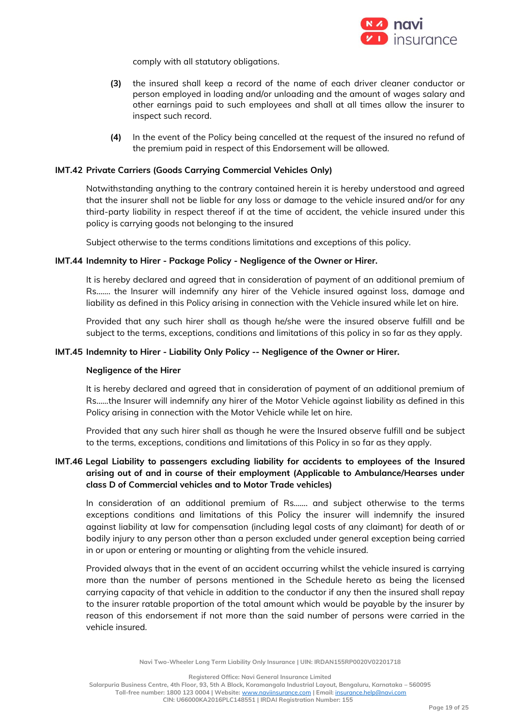comply with all statutory obligations.

**(3)** the insured shall keep a record of the name of each driver cleaner conductor or person employed in loading and/or unloading and the amount of wages salary and other earnings paid to such employees and shall at all times allow the insurer to inspect such record.

**(4)** In the event of the Policy being cancelled at the request of the insured no refund of the premium paid in respect of this Endorsement will be allowed.

**IMT.42 Private Carriers (Goods Carrying Commercial Vehicles Only)**

Notwithstanding anything to the contrary contained herein it is hereby understood and agreed that the insurer shall not be liable for any loss or damage to the vehicle insured and/or for any third-party liability in respect thereof if at the time of accident, the vehicle insured under this policy is carrying goods not belonging to the insured

Subject otherwise to the terms conditions limitations and exceptions of this policy.

**IMT.44 Indemnity to Hirer - Package Policy - Negligence of the Owner or Hirer.**

It is hereby declared and agreed that in consideration of payment of an additional premium of Rs……. the Insurer will indemnify any hirer of the Vehicle insured against loss, damage and liability as defined in this Policy arising in connection with the Vehicle insured while let on hire.

Provided that any such hirer shall as though he/she were the insured observe fulfill and be subject to the terms, exceptions, conditions and limitations of this policy in so far as they apply.

**IMT.45 Indemnity to Hirer - Liability Only Policy -- Negligence of the Owner or Hirer.**

**Negligence of the Hirer**

It is hereby declared and agreed that in consideration of payment of an additional premium of Rs……the Insurer will indemnify any hirer of the Motor Vehicle against liability as defined in this Policy arising in connection with the Motor Vehicle while let on hire.

Provided that any such hirer shall as though he were the Insured observe fulfill and be subject to the terms, exceptions, conditions and limitations of this Policy in so far as they apply.

**IMT.46 Legal Liability to passengers excluding liability for accidents to employees of the Insured arising out of and in course of their employment (Applicable to Ambulance/Hearses under class D of Commercial vehicles and to Motor Trade vehicles)**

In consideration of an additional premium of Rs……. and subject otherwise to the terms exceptions conditions and limitations of this Policy the insurer will indemnify the insured against liability at law for compensation (including legal costs of any claimant) for death of or bodily injury to any person other than a person excluded under general exception being carried in or upon or entering or mounting or alighting from the vehicle insured.

Provided always that in the event of an accident occurring whilst the vehicle insured is carrying more than the number of persons mentioned in the Schedule hereto as being the licensed carrying capacity of that vehicle in addition to the conductor if any then the insured shall repay to the insurer ratable proportion of the total amount which would be payable by the insurer by reason of this endorsement if not more than the said number of persons were carried in the vehicle insured.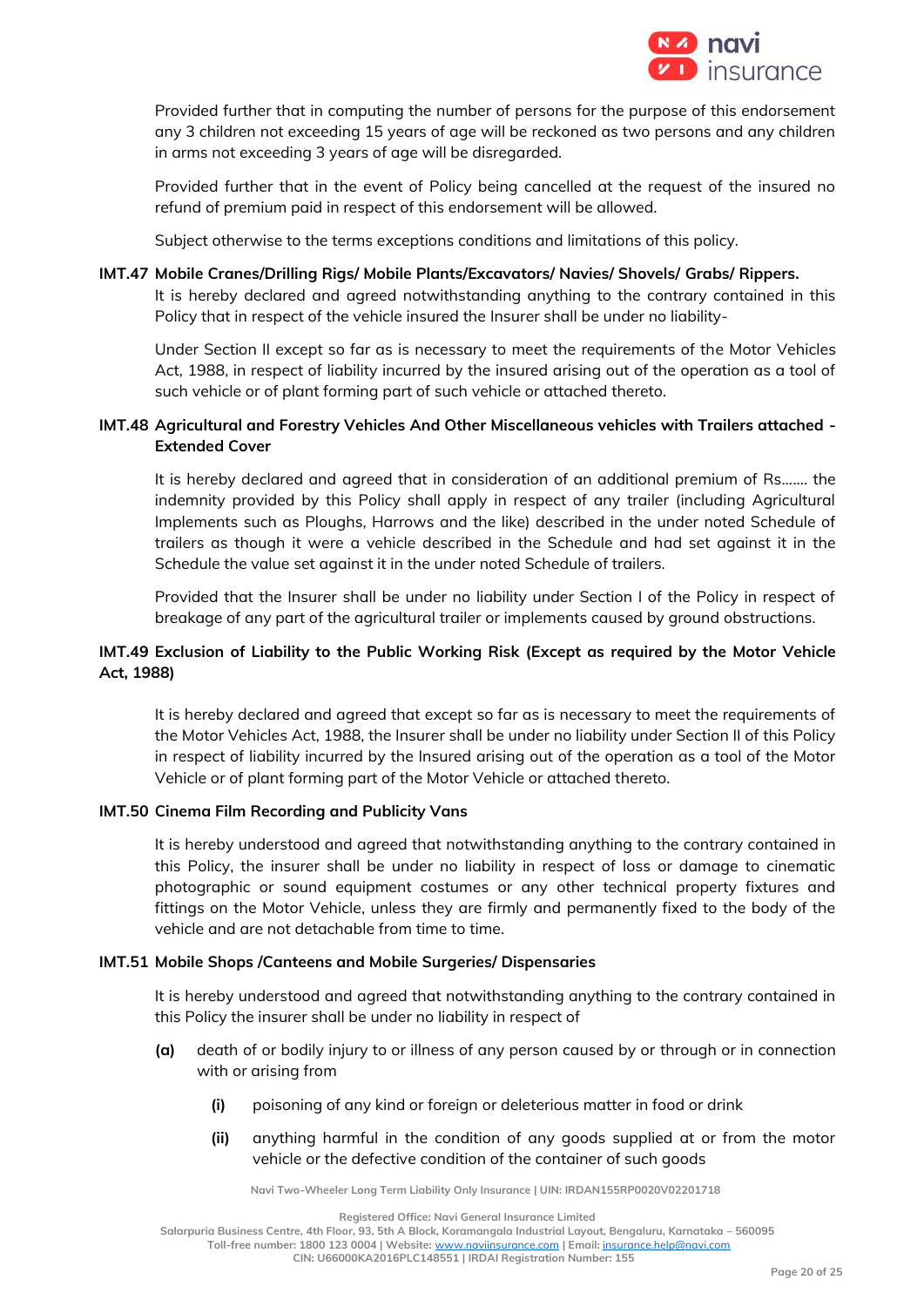Provided further that in computing the number of persons for the purpose of this endorsement any 3 children not exceeding 15 years of age will be reckoned as two persons and any children in arms not exceeding 3 years of age will be disregarded.

Provided further that in the event of Policy being cancelled at the request of the insured no refund of premium paid in respect of this endorsement will be allowed.

Subject otherwise to the terms exceptions conditions and limitations of this policy.

**IMT.47 Mobile Cranes/Drilling Rigs/ Mobile Plants/Excavators/ Navies/ Shovels/ Grabs/ Rippers.**

It is hereby declared and agreed notwithstanding anything to the contrary contained in this Policy that in respect of the vehicle insured the Insurer shall be under no liability-

Under Section II except so far as is necessary to meet the requirements of the Motor Vehicles Act, 1988, in respect of liability incurred by the insured arising out of the operation as a tool of such vehicle or of plant forming part of such vehicle or attached thereto.

**IMT.48 Agricultural and Forestry Vehicles And Other Miscellaneous vehicles with Trailers attached - Extended Cover**

It is hereby declared and agreed that in consideration of an additional premium of Rs....... the indemnity provided by this Policy shall apply in respect of any trailer (including Agricultural Implements such as Ploughs, Harrows and the like) described in the under noted Schedule of trailers as though it were a vehicle described in the Schedule and had set against it in the Schedule the value set against it in the under noted Schedule of trailers.

Provided that the Insurer shall be under no liability under Section I of the Policy in respect of breakage of any part of the agricultural trailer or implements caused by ground obstructions.

**IMT.49 Exclusion of Liability to the Public Working Risk (Except as required by the Motor Vehicle Act, 1988)**

It is hereby declared and agreed that except so far as is necessary to meet the requirements of the Motor Vehicles Act, 1988, the Insurer shall be under no liability under Section II of this Policy in respect of liability incurred by the Insured arising out of the operation as a tool of the Motor Vehicle or of plant forming part of the Motor Vehicle or attached thereto.

**IMT.50 Cinema Film Recording and Publicity Vans**

It is hereby understood and agreed that notwithstanding anything to the contrary contained in this Policy, the insurer shall be under no liability in respect of loss or damage to cinematic photographic or sound equipment costumes or any other technical property fixtures and fittings on the Motor Vehicle, unless they are firmly and permanently fixed to the body of the vehicle and are not detachable from time to time.

**IMT.51 Mobile Shops /Canteens and Mobile Surgeries/ Dispensaries**

It is hereby understood and agreed that notwithstanding anything to the contrary contained in this Policy the insurer shall be under no liability in respect of

**(a)** death of or bodily injury to or illness of any person caused by or through or in connection with or arising from

- **(i)** poisoning of any kind or foreign or deleterious matter in food or drink
- **(ii)** anything harmful in the condition of any goods supplied at or from the motor vehicle or the defective condition of the container of such goods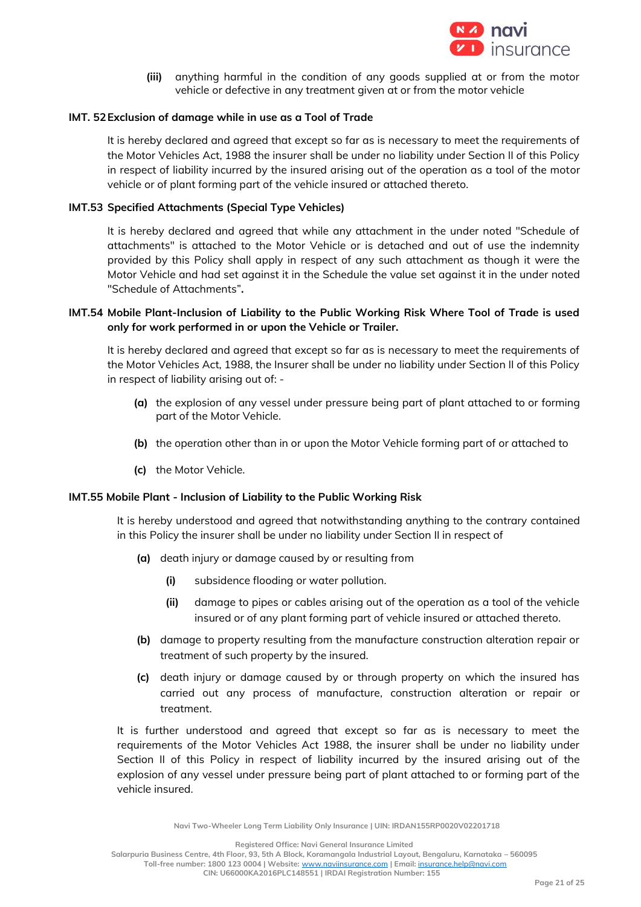**(iii)** anything harmful in the condition of any goods supplied at or from the motor vehicle or defective in any treatment given at or from the motor vehicle

### IMT. 52 Exclusion of damage while in use as a Tool of Trade

It is hereby declared and agreed that except so far as is necessary to meet the requirements of the Motor Vehicles Act, 1988 the insurer shall be under no liability under Section II of this Policy in respect of liability incurred by the insured arising out of the operation as a tool of the motor vehicle or of plant forming part of the vehicle insured or attached thereto.

### IMT.53 Specified Attachments (Special Type Vehicles)

It is hereby declared and agreed that while any attachment in the under noted "Schedule of attachments" is attached to the Motor Vehicle or is detached and out of use the indemnity provided by this Policy shall apply in respect of any such attachment as though it were the Motor Vehicle and had set against it in the Schedule the value set against it in the under noted "Schedule of Attachments"**.**

### IMT.54 Mobile Plant-Inclusion of Liability to the Public Working Risk Where Tool of Trade is used only for work performed in or upon the Vehicle or Trailer.

It is hereby declared and agreed that except so far as is necessary to meet the requirements of the Motor Vehicles Act, 1988, the Insurer shall be under no liability under Section II of this Policy in respect of liability arising out of: -

**(a)** the explosion of any vessel under pressure being part of plant attached to or forming part of the Motor Vehicle.

**(b)** the operation other than in or upon the Motor Vehicle forming part of or attached to

**(c)** the Motor Vehicle.

### IMT.55 Mobile Plant - Inclusion of Liability to the Public Working Risk

It is hereby understood and agreed that notwithstanding anything to the contrary contained in this Policy the insurer shall be under no liability under Section II in respect of

**(a)** death injury or damage caused by or resulting from

- **(i)** subsidence flooding or water pollution.
- **(ii)** damage to pipes or cables arising out of the operation as a tool of the vehicle insured or of any plant forming part of vehicle insured or attached thereto.

**(b)** damage to property resulting from the manufacture construction alteration repair or treatment of such property by the insured.

**(c)** death injury or damage caused by or through property on which the insured has carried out any process of manufacture, construction alteration or repair or treatment.

It is further understood and agreed that except so far as is necessary to meet the requirements of the Motor Vehicles Act 1988, the insurer shall be under no liability under Section II of this Policy in respect of liability incurred by the insured arising out of the explosion of any vessel under pressure being part of plant attached to or forming part of the vehicle insured.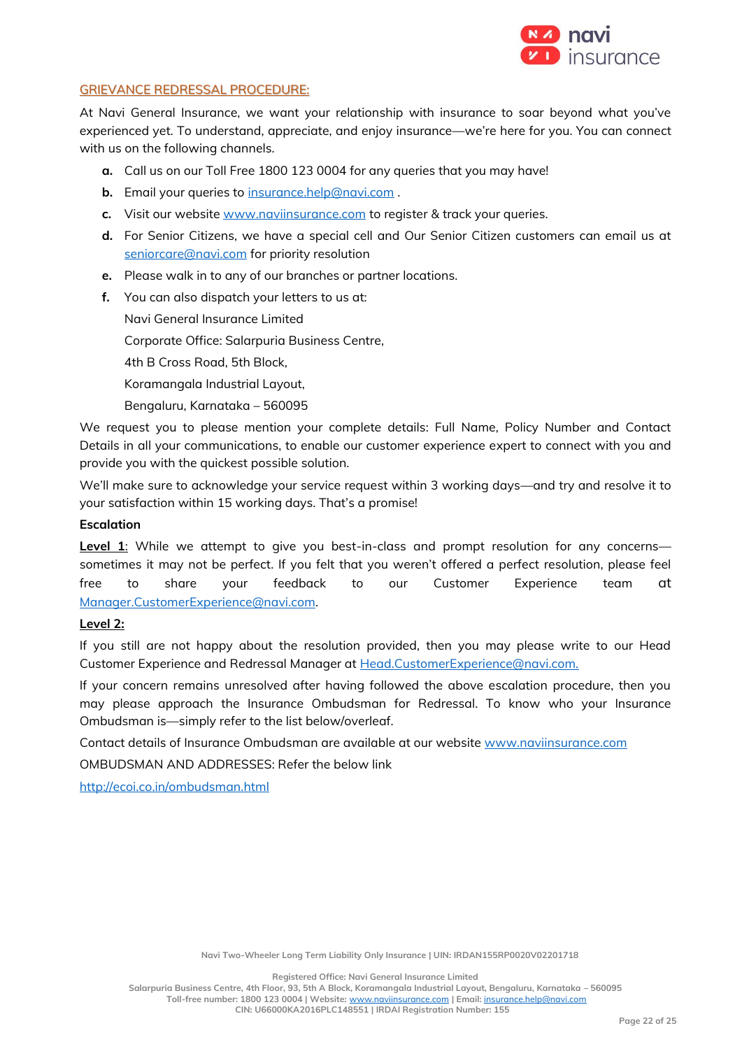## GRIEVANCE REDRESSAL PROCEDURE:

At Navi General Insurance, we want your relationship with insurance to soar beyond what you've experienced yet. To understand, appreciate, and enjoy insurance—we're here for you. You can connect with us on the following channels.

- **a.** Call us on our Toll Free 1800 123 0004 for any queries that you may have!
- **b.** Email your queries to insurance.help@navi.com .
- **c.** Visit our website www.naviinsurance.com to register & track your queries.
- **d.** For Senior Citizens, we have a special cell and Our Senior Citizen customers can email us at seniorcare@navi.com for priority resolution
- **e.** Please walk in to any of our branches or partner locations.
- **f.** You can also dispatch your letters to us at:

  Navi General Insurance Limited

  Corporate Office: Salarpuria Business Centre,

  4th B Cross Road, 5th Block,

  Koramangala Industrial Layout,

  Bengaluru, Karnataka – 560095

We request you to please mention your complete details: Full Name, Policy Number and Contact Details in all your communications, to enable our customer experience expert to connect with you and provide you with the quickest possible solution.

We'll make sure to acknowledge your service request within 3 working days—and try and resolve it to your satisfaction within 15 working days. That's a promise!

**Escalation**

**Level 1**: While we attempt to give you best-in-class and prompt resolution for any concerns—sometimes it may not be perfect. If you felt that you weren't offered a perfect resolution, please feel free to share your feedback to our Customer Experience team at Manager.CustomerExperience@navi.com.

**Level 2:**

If you still are not happy about the resolution provided, then you may please write to our Head Customer Experience and Redressal Manager at Head.CustomerExperience@navi.com.

If your concern remains unresolved after having followed the above escalation procedure, then you may please approach the Insurance Ombudsman for Redressal. To know who your Insurance Ombudsman is—simply refer to the list below/overleaf.

Contact details of Insurance Ombudsman are available at our website www.naviinsurance.com

OMBUDSMAN AND ADDRESSES: Refer the below link

http://ecoi.co.in/ombudsman.html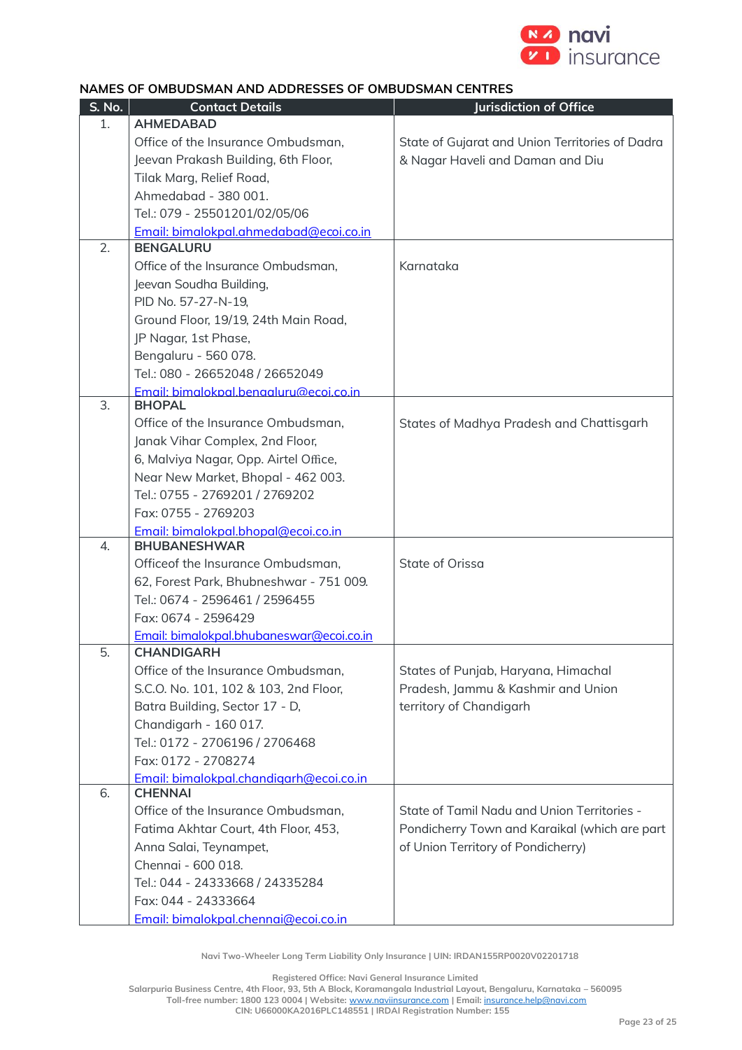## NAMES OF OMBUDSMAN AND ADDRESSES OF OMBUDSMAN CENTRES

| S. No. | Contact Details | Jurisdiction of Office |
|---|---|---|
| 1. | **AHMEDABAD**<br>Office of the Insurance Ombudsman,<br>Jeevan Prakash Building, 6th Floor,<br>Tilak Marg, Relief Road,<br>Ahmedabad - 380 001.<br>Tel.: 079 - 25501201/02/05/06<br>Email: bimalokpal.ahmedabad@ecoi.co.in | State of Gujarat and Union Territories of Dadra & Nagar Haveli and Daman and Diu |
| 2. | **BENGALURU**<br>Office of the Insurance Ombudsman,<br>Jeevan Soudha Building,<br>PID No. 57-27-N-19,<br>Ground Floor, 19/19, 24th Main Road,<br>JP Nagar, 1st Phase,<br>Bengaluru - 560 078.<br>Tel.: 080 - 26652048 / 26652049<br>Email: bimalokpal.bengaluru@ecoi.co.in | Karnataka |
| 3. | **BHOPAL**<br>Office of the Insurance Ombudsman,<br>Janak Vihar Complex, 2nd Floor,<br>6, Malviya Nagar, Opp. Airtel Office,<br>Near New Market, Bhopal - 462 003.<br>Tel.: 0755 - 2769201 / 2769202<br>Fax: 0755 - 2769203<br>Email: bimalokpal.bhopal@ecoi.co.in | States of Madhya Pradesh and Chattisgarh |
| 4. | **BHUBANESHWAR**<br>Officeof the Insurance Ombudsman,<br>62, Forest Park, Bhubneshwar - 751 009.<br>Tel.: 0674 - 2596461 / 2596455<br>Fax: 0674 - 2596429<br>Email: bimalokpal.bhubaneswar@ecoi.co.in | State of Orissa |
| 5. | **CHANDIGARH**<br>Office of the Insurance Ombudsman,<br>S.C.O. No. 101, 102 & 103, 2nd Floor,<br>Batra Building, Sector 17 - D,<br>Chandigarh - 160 017.<br>Tel.: 0172 - 2706196 / 2706468<br>Fax: 0172 - 2708274<br>Email: bimalokpal.chandigarh@ecoi.co.in | States of Punjab, Haryana, Himachal Pradesh, Jammu & Kashmir and Union territory of Chandigarh |
| 6. | **CHENNAI**<br>Office of the Insurance Ombudsman,<br>Fatima Akhtar Court, 4th Floor, 453,<br>Anna Salai, Teynampet,<br>Chennai - 600 018.<br>Tel.: 044 - 24333668 / 24335284<br>Fax: 044 - 24333664<br>Email: bimalokpal.chennai@ecoi.co.in | State of Tamil Nadu and Union Territories - Pondicherry Town and Karaikal (which are part of Union Territory of Pondicherry) |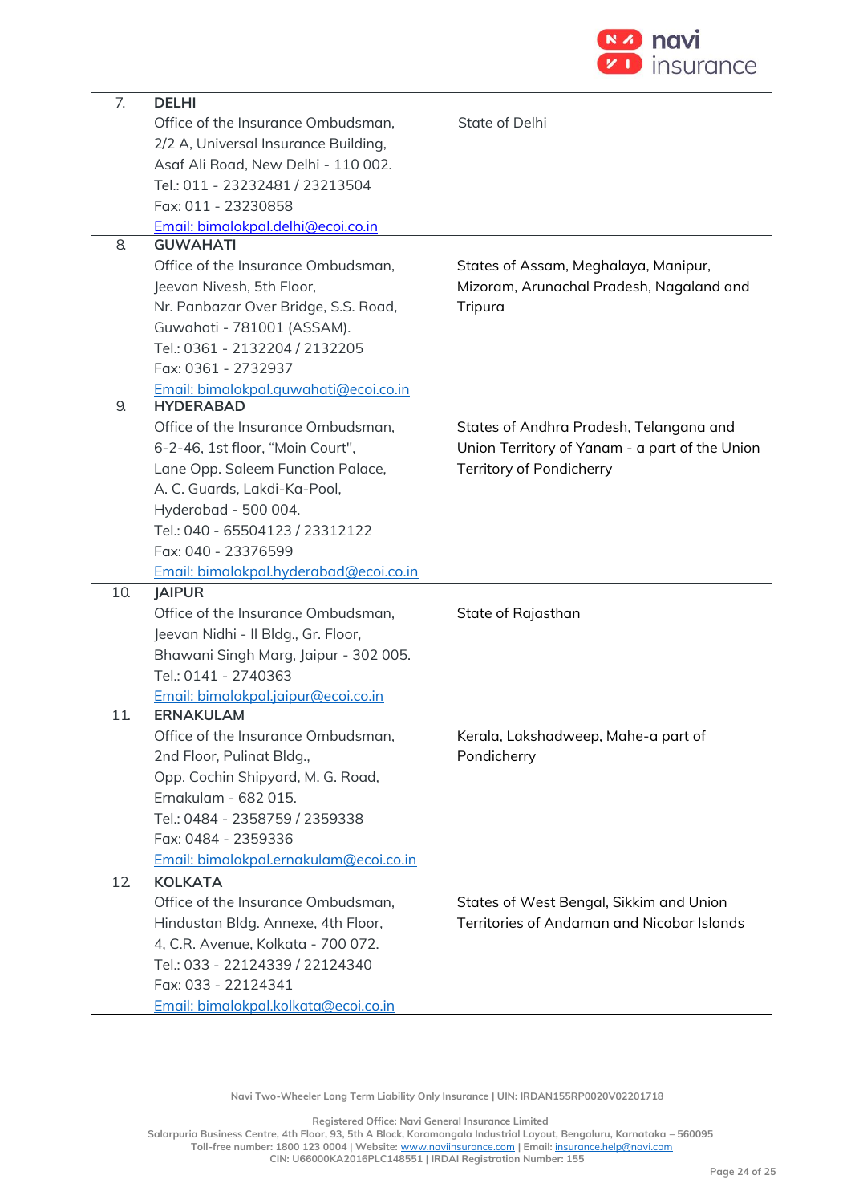| | | |
|---|---|---|
| 7. | **DELHI**<br>Office of the Insurance Ombudsman,<br>2/2 A, Universal Insurance Building,<br>Asaf Ali Road, New Delhi - 110 002.<br>Tel.: 011 - 23232481 / 23213504<br>Fax: 011 - 23230858<br>Email: bimalokpal.delhi@ecoi.co.in | State of Delhi |
| 8. | **GUWAHATI**<br>Office of the Insurance Ombudsman,<br>Jeevan Nivesh, 5th Floor,<br>Nr. Panbazar Over Bridge, S.S. Road,<br>Guwahati - 781001 (ASSAM).<br>Tel.: 0361 - 2132204 / 2132205<br>Fax: 0361 - 2732937<br>Email: bimalokpal.guwahati@ecoi.co.in | States of Assam, Meghalaya, Manipur, Mizoram, Arunachal Pradesh, Nagaland and Tripura |
| 9. | **HYDERABAD**<br>Office of the Insurance Ombudsman,<br>6-2-46, 1st floor, "Moin Court",<br>Lane Opp. Saleem Function Palace,<br>A. C. Guards, Lakdi-Ka-Pool,<br>Hyderabad - 500 004.<br>Tel.: 040 - 65504123 / 23312122<br>Fax: 040 - 23376599<br>Email: bimalokpal.hyderabad@ecoi.co.in | States of Andhra Pradesh, Telangana and Union Territory of Yanam - a part of the Union Territory of Pondicherry |
| 10. | **JAIPUR**<br>Office of the Insurance Ombudsman,<br>Jeevan Nidhi - II Bldg., Gr. Floor,<br>Bhawani Singh Marg, Jaipur - 302 005.<br>Tel.: 0141 - 2740363<br>Email: bimalokpal.jaipur@ecoi.co.in | State of Rajasthan |
| 11. | **ERNAKULAM**<br>Office of the Insurance Ombudsman,<br>2nd Floor, Pulinat Bldg.,<br>Opp. Cochin Shipyard, M. G. Road,<br>Ernakulam - 682 015.<br>Tel.: 0484 - 2358759 / 2359338<br>Fax: 0484 - 2359336<br>Email: bimalokpal.ernakulam@ecoi.co.in | Kerala, Lakshadweep, Mahe-a part of Pondicherry |
| 12. | **KOLKATA**<br>Office of the Insurance Ombudsman,<br>Hindustan Bldg. Annexe, 4th Floor,<br>4, C.R. Avenue, Kolkata - 700 072.<br>Tel.: 033 - 22124339 / 22124340<br>Fax: 033 - 22124341<br>Email: bimalokpal.kolkata@ecoi.co.in | States of West Bengal, Sikkim and Union Territories of Andaman and Nicobar Islands |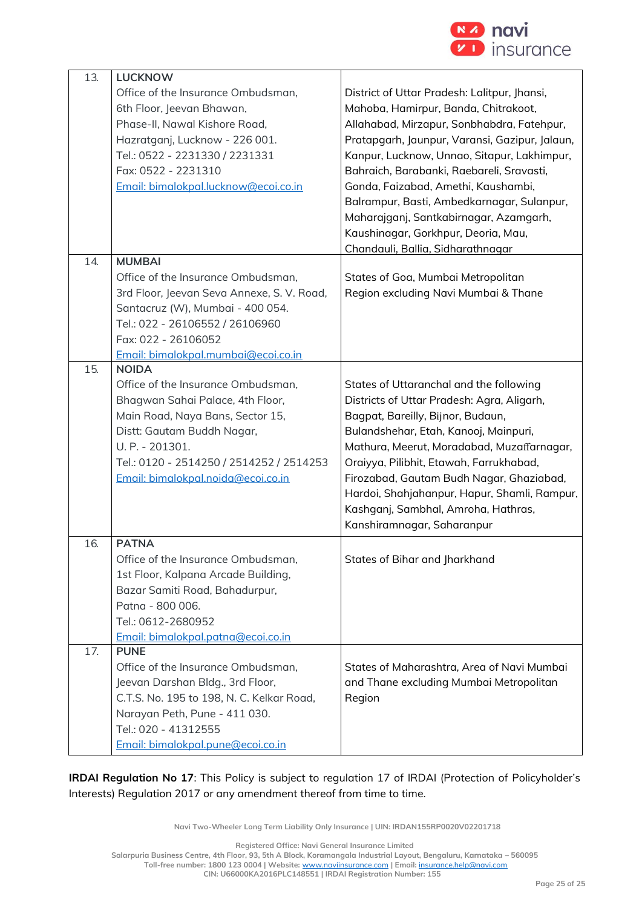| | | |
|---|---|---|
| 13. | **LUCKNOW**<br>Office of the Insurance Ombudsman,<br>6th Floor, Jeevan Bhawan,<br>Phase-II, Nawal Kishore Road,<br>Hazratganj, Lucknow - 226 001.<br>Tel.: 0522 - 2231330 / 2231331<br>Fax: 0522 - 2231310<br>Email: bimalokpal.lucknow@ecoi.co.in | District of Uttar Pradesh: Lalitpur, Jhansi, Mahoba, Hamirpur, Banda, Chitrakoot, Allahabad, Mirzapur, Sonbhabdra, Fatehpur, Pratapgarh, Jaunpur, Varansi, Gazipur, Jalaun, Kanpur, Lucknow, Unnao, Sitapur, Lakhimpur, Bahraich, Barabanki, Raebareli, Sravasti, Gonda, Faizabad, Amethi, Kaushambi, Balrampur, Basti, Ambedkarnagar, Sulanpur, Maharajganj, Santkabirnagar, Azamgarh, Kaushinagar, Gorkhpur, Deoria, Mau, Chandauli, Ballia, Sidharathnagar |
| 14. | **MUMBAI**<br>Office of the Insurance Ombudsman,<br>3rd Floor, Jeevan Seva Annexe, S. V. Road,<br>Santacruz (W), Mumbai - 400 054.<br>Tel.: 022 - 26106552 / 26106960<br>Fax: 022 - 26106052<br>Email: bimalokpal.mumbai@ecoi.co.in | States of Goa, Mumbai Metropolitan Region excluding Navi Mumbai & Thane |
| 15. | **NOIDA**<br>Office of the Insurance Ombudsman,<br>Bhagwan Sahai Palace, 4th Floor,<br>Main Road, Naya Bans, Sector 15,<br>Distt: Gautam Buddh Nagar,<br>U. P. - 201301.<br>Tel.: 0120 - 2514250 / 2514252 / 2514253<br>Email: bimalokpal.noida@ecoi.co.in | States of Uttaranchal and the following Districts of Uttar Pradesh: Agra, Aligarh, Bagpat, Bareilly, Bijnor, Budaun, Bulandshehar, Etah, Kanooj, Mainpuri, Mathura, Meerut, Moradabad, Muzaffarnagar, Oraiyya, Pilibhit, Etawah, Farrukhabad, Firozabad, Gautam Budh Nagar, Ghaziabad, Hardoi, Shahjahanpur, Hapur, Shamli, Rampur, Kashganj, Sambhal, Amroha, Hathras, Kanshiramnagar, Saharanpur |
| 16. | **PATNA**<br>Office of the Insurance Ombudsman,<br>1st Floor, Kalpana Arcade Building,<br>Bazar Samiti Road, Bahadurpur,<br>Patna - 800 006.<br>Tel.: 0612-2680952<br>Email: bimalokpal.patna@ecoi.co.in | States of Bihar and Jharkhand |
| 17. | **PUNE**<br>Office of the Insurance Ombudsman,<br>Jeevan Darshan Bldg., 3rd Floor,<br>C.T.S. No. 195 to 198, N. C. Kelkar Road,<br>Narayan Peth, Pune - 411 030.<br>Tel.: 020 - 41312555<br>Email: bimalokpal.pune@ecoi.co.in | States of Maharashtra, Area of Navi Mumbai and Thane excluding Mumbai Metropolitan Region |

**IRDAI Regulation No 17**: This Policy is subject to regulation 17 of IRDAI (Protection of Policyholder's Interests) Regulation 2017 or any amendment thereof from time to time.